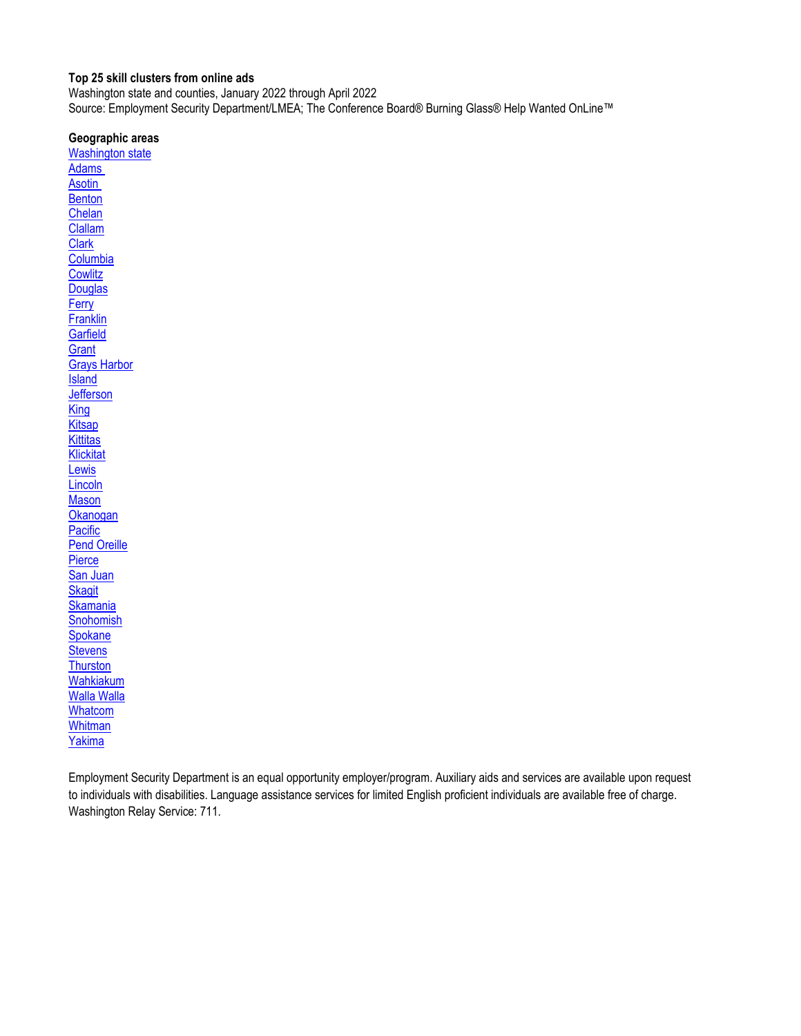**Top 25 skill clusters from online ads**

Washington state and counties, January 2022 through April 2022

Source: Employment Security Department/LMEA; The Conference Board® Burning Glass® Help Wanted OnLine™

**Geographic areas**

Washington state
Adams
Asotin
Benton
Chelan
Clallam
Clark
Columbia
Cowlitz
Douglas
Ferry
Franklin
Garfield
Grant
Grays Harbor
Island
Jefferson
King
Kitsap
Kittitas
Klickitat
Lewis
Lincoln
Mason
Okanogan
Pacific
Pend Oreille
Pierce
San Juan
Skagit
Skamania
Snohomish
Spokane
Stevens
Thurston
Wahkiakum
Walla Walla
Whatcom
Whitman
Yakima

Employment Security Department is an equal opportunity employer/program. Auxiliary aids and services are available upon request to individuals with disabilities. Language assistance services for limited English proficient individuals are available free of charge. Washington Relay Service: 711.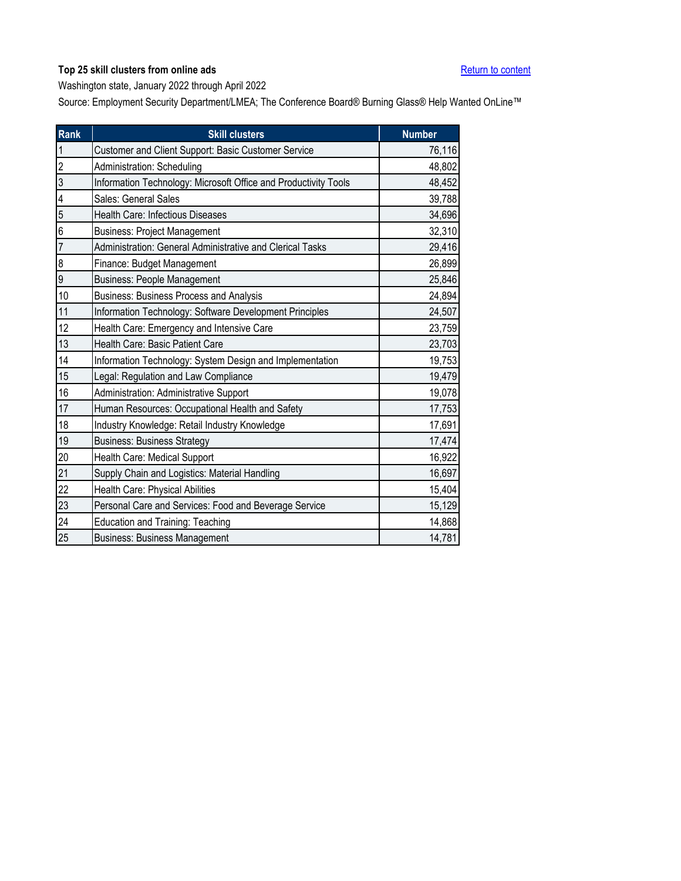**Top 25 skill clusters from online ads**

Return to content

Washington state, January 2022 through April 2022

Source: Employment Security Department/LMEA; The Conference Board® Burning Glass® Help Wanted OnLine™

| Rank | Skill clusters | Number |
|---|---|---|
| 1 | Customer and Client Support: Basic Customer Service | 76,116 |
| 2 | Administration: Scheduling | 48,802 |
| 3 | Information Technology: Microsoft Office and Productivity Tools | 48,452 |
| 4 | Sales: General Sales | 39,788 |
| 5 | Health Care: Infectious Diseases | 34,696 |
| 6 | Business: Project Management | 32,310 |
| 7 | Administration: General Administrative and Clerical Tasks | 29,416 |
| 8 | Finance: Budget Management | 26,899 |
| 9 | Business: People Management | 25,846 |
| 10 | Business: Business Process and Analysis | 24,894 |
| 11 | Information Technology: Software Development Principles | 24,507 |
| 12 | Health Care: Emergency and Intensive Care | 23,759 |
| 13 | Health Care: Basic Patient Care | 23,703 |
| 14 | Information Technology: System Design and Implementation | 19,753 |
| 15 | Legal: Regulation and Law Compliance | 19,479 |
| 16 | Administration: Administrative Support | 19,078 |
| 17 | Human Resources: Occupational Health and Safety | 17,753 |
| 18 | Industry Knowledge: Retail Industry Knowledge | 17,691 |
| 19 | Business: Business Strategy | 17,474 |
| 20 | Health Care: Medical Support | 16,922 |
| 21 | Supply Chain and Logistics: Material Handling | 16,697 |
| 22 | Health Care: Physical Abilities | 15,404 |
| 23 | Personal Care and Services: Food and Beverage Service | 15,129 |
| 24 | Education and Training: Teaching | 14,868 |
| 25 | Business: Business Management | 14,781 |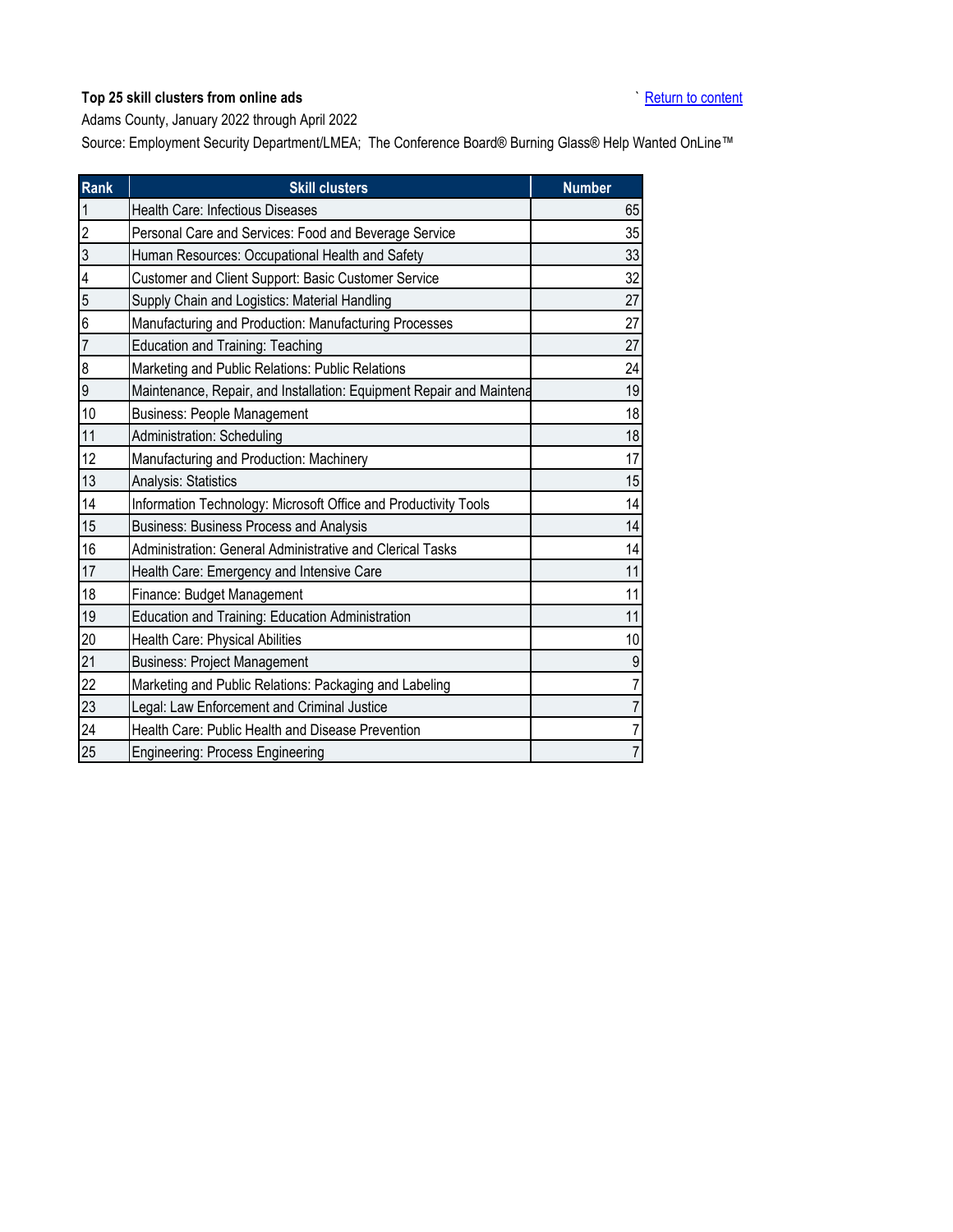**Top 25 skill clusters from online ads**

` [Return to content]

Adams County, January 2022 through April 2022

Source: Employment Security Department/LMEA; The Conference Board® Burning Glass® Help Wanted OnLine™

| Rank | Skill clusters | Number |
|---|---|---|
| 1 | Health Care: Infectious Diseases | 65 |
| 2 | Personal Care and Services: Food and Beverage Service | 35 |
| 3 | Human Resources: Occupational Health and Safety | 33 |
| 4 | Customer and Client Support: Basic Customer Service | 32 |
| 5 | Supply Chain and Logistics: Material Handling | 27 |
| 6 | Manufacturing and Production: Manufacturing Processes | 27 |
| 7 | Education and Training: Teaching | 27 |
| 8 | Marketing and Public Relations: Public Relations | 24 |
| 9 | Maintenance, Repair, and Installation: Equipment Repair and Maintena | 19 |
| 10 | Business: People Management | 18 |
| 11 | Administration: Scheduling | 18 |
| 12 | Manufacturing and Production: Machinery | 17 |
| 13 | Analysis: Statistics | 15 |
| 14 | Information Technology: Microsoft Office and Productivity Tools | 14 |
| 15 | Business: Business Process and Analysis | 14 |
| 16 | Administration: General Administrative and Clerical Tasks | 14 |
| 17 | Health Care: Emergency and Intensive Care | 11 |
| 18 | Finance: Budget Management | 11 |
| 19 | Education and Training: Education Administration | 11 |
| 20 | Health Care: Physical Abilities | 10 |
| 21 | Business: Project Management | 9 |
| 22 | Marketing and Public Relations: Packaging and Labeling | 7 |
| 23 | Legal: Law Enforcement and Criminal Justice | 7 |
| 24 | Health Care: Public Health and Disease Prevention | 7 |
| 25 | Engineering: Process Engineering | 7 |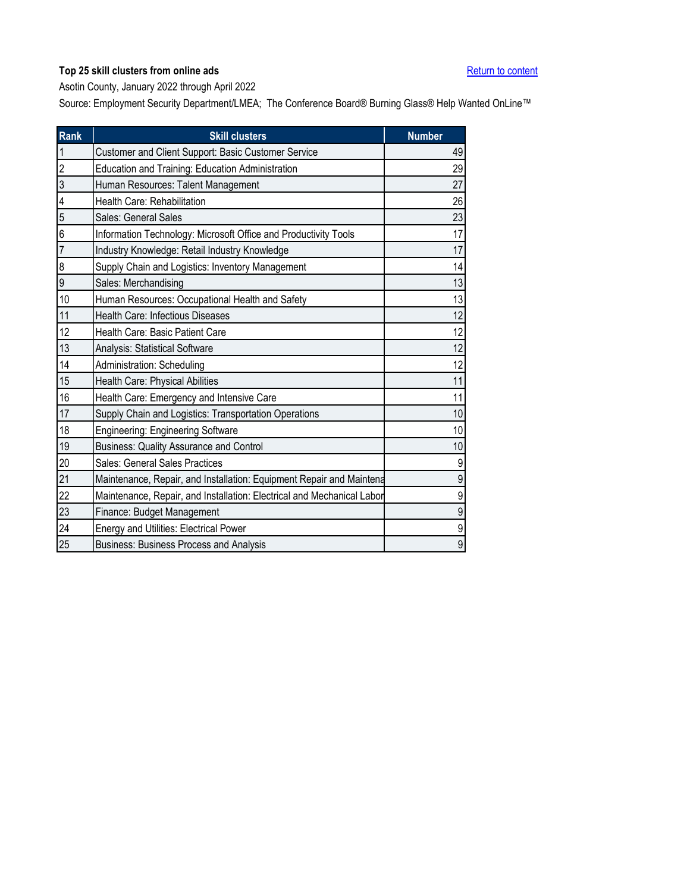**Top 25 skill clusters from online ads**

[Return to content]

Asotin County, January 2022 through April 2022

Source: Employment Security Department/LMEA; The Conference Board® Burning Glass® Help Wanted OnLine™

| Rank | Skill clusters | Number |
|---|---|---|
| 1 | Customer and Client Support: Basic Customer Service | 49 |
| 2 | Education and Training: Education Administration | 29 |
| 3 | Human Resources: Talent Management | 27 |
| 4 | Health Care: Rehabilitation | 26 |
| 5 | Sales: General Sales | 23 |
| 6 | Information Technology: Microsoft Office and Productivity Tools | 17 |
| 7 | Industry Knowledge: Retail Industry Knowledge | 17 |
| 8 | Supply Chain and Logistics: Inventory Management | 14 |
| 9 | Sales: Merchandising | 13 |
| 10 | Human Resources: Occupational Health and Safety | 13 |
| 11 | Health Care: Infectious Diseases | 12 |
| 12 | Health Care: Basic Patient Care | 12 |
| 13 | Analysis: Statistical Software | 12 |
| 14 | Administration: Scheduling | 12 |
| 15 | Health Care: Physical Abilities | 11 |
| 16 | Health Care: Emergency and Intensive Care | 11 |
| 17 | Supply Chain and Logistics: Transportation Operations | 10 |
| 18 | Engineering: Engineering Software | 10 |
| 19 | Business: Quality Assurance and Control | 10 |
| 20 | Sales: General Sales Practices | 9 |
| 21 | Maintenance, Repair, and Installation: Equipment Repair and Maintena | 9 |
| 22 | Maintenance, Repair, and Installation: Electrical and Mechanical Labor | 9 |
| 23 | Finance: Budget Management | 9 |
| 24 | Energy and Utilities: Electrical Power | 9 |
| 25 | Business: Business Process and Analysis | 9 |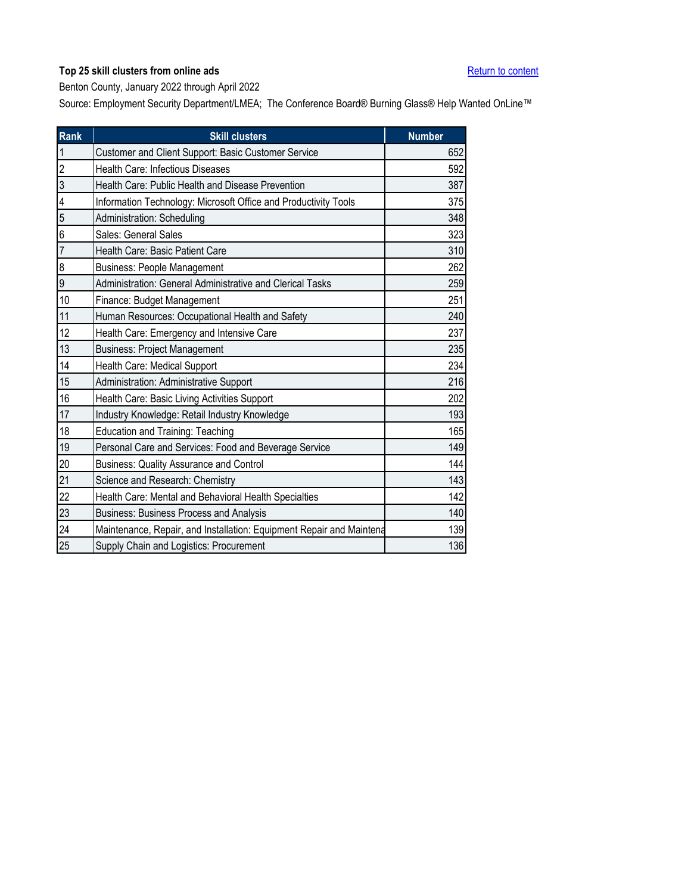**Top 25 skill clusters from online ads**

Return to content

Benton County, January 2022 through April 2022

Source: Employment Security Department/LMEA; The Conference Board® Burning Glass® Help Wanted OnLine™

| Rank | Skill clusters | Number |
|---|---|---|
| 1 | Customer and Client Support: Basic Customer Service | 652 |
| 2 | Health Care: Infectious Diseases | 592 |
| 3 | Health Care: Public Health and Disease Prevention | 387 |
| 4 | Information Technology: Microsoft Office and Productivity Tools | 375 |
| 5 | Administration: Scheduling | 348 |
| 6 | Sales: General Sales | 323 |
| 7 | Health Care: Basic Patient Care | 310 |
| 8 | Business: People Management | 262 |
| 9 | Administration: General Administrative and Clerical Tasks | 259 |
| 10 | Finance: Budget Management | 251 |
| 11 | Human Resources: Occupational Health and Safety | 240 |
| 12 | Health Care: Emergency and Intensive Care | 237 |
| 13 | Business: Project Management | 235 |
| 14 | Health Care: Medical Support | 234 |
| 15 | Administration: Administrative Support | 216 |
| 16 | Health Care: Basic Living Activities Support | 202 |
| 17 | Industry Knowledge: Retail Industry Knowledge | 193 |
| 18 | Education and Training: Teaching | 165 |
| 19 | Personal Care and Services: Food and Beverage Service | 149 |
| 20 | Business: Quality Assurance and Control | 144 |
| 21 | Science and Research: Chemistry | 143 |
| 22 | Health Care: Mental and Behavioral Health Specialties | 142 |
| 23 | Business: Business Process and Analysis | 140 |
| 24 | Maintenance, Repair, and Installation: Equipment Repair and Maintena | 139 |
| 25 | Supply Chain and Logistics: Procurement | 136 |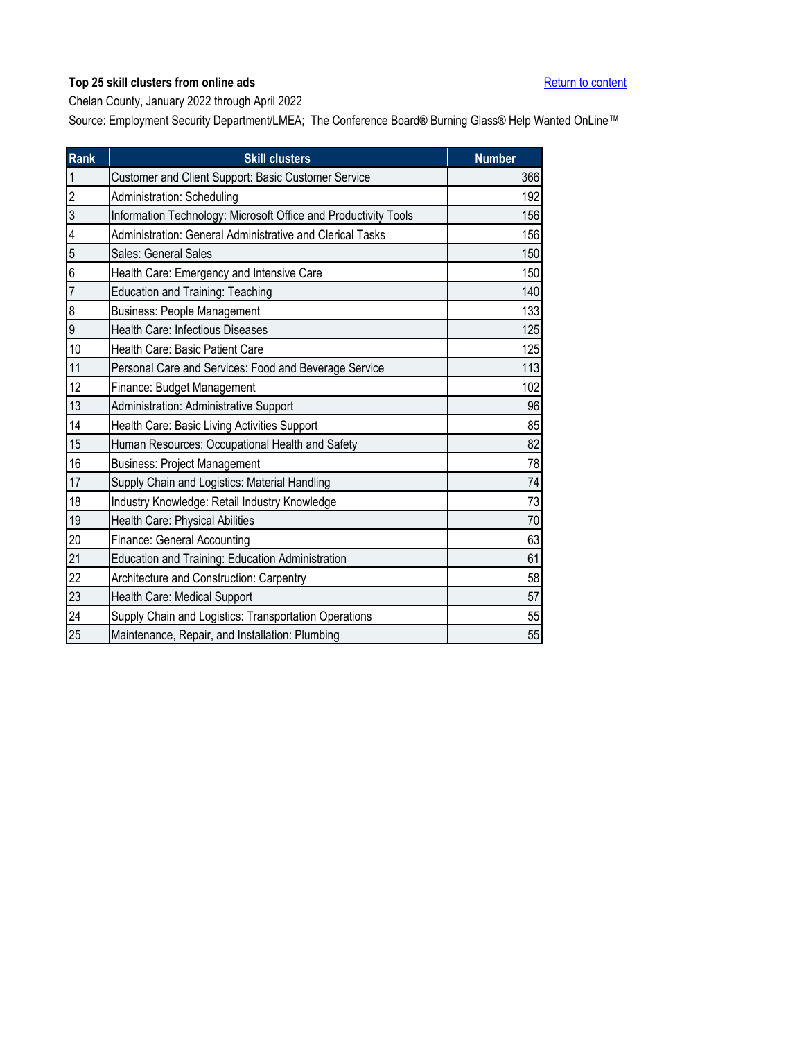**Top 25 skill clusters from online ads**

Return to content

Chelan County, January 2022 through April 2022

Source: Employment Security Department/LMEA; The Conference Board® Burning Glass® Help Wanted OnLine™

| Rank | Skill clusters | Number |
|---|---|---|
| 1 | Customer and Client Support: Basic Customer Service | 366 |
| 2 | Administration: Scheduling | 192 |
| 3 | Information Technology: Microsoft Office and Productivity Tools | 156 |
| 4 | Administration: General Administrative and Clerical Tasks | 156 |
| 5 | Sales: General Sales | 150 |
| 6 | Health Care: Emergency and Intensive Care | 150 |
| 7 | Education and Training: Teaching | 140 |
| 8 | Business: People Management | 133 |
| 9 | Health Care: Infectious Diseases | 125 |
| 10 | Health Care: Basic Patient Care | 125 |
| 11 | Personal Care and Services: Food and Beverage Service | 113 |
| 12 | Finance: Budget Management | 102 |
| 13 | Administration: Administrative Support | 96 |
| 14 | Health Care: Basic Living Activities Support | 85 |
| 15 | Human Resources: Occupational Health and Safety | 82 |
| 16 | Business: Project Management | 78 |
| 17 | Supply Chain and Logistics: Material Handling | 74 |
| 18 | Industry Knowledge: Retail Industry Knowledge | 73 |
| 19 | Health Care: Physical Abilities | 70 |
| 20 | Finance: General Accounting | 63 |
| 21 | Education and Training: Education Administration | 61 |
| 22 | Architecture and Construction: Carpentry | 58 |
| 23 | Health Care: Medical Support | 57 |
| 24 | Supply Chain and Logistics: Transportation Operations | 55 |
| 25 | Maintenance, Repair, and Installation: Plumbing | 55 |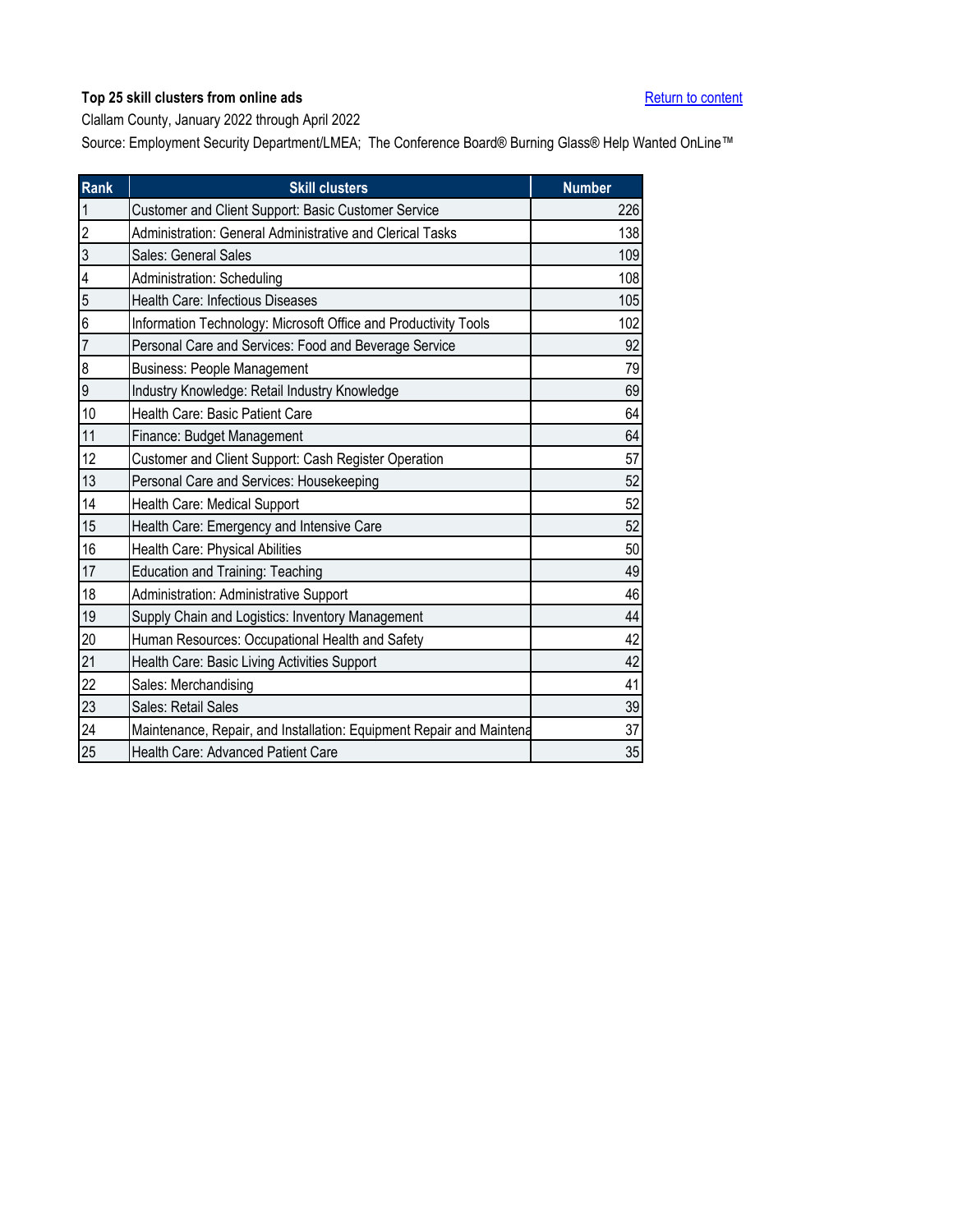**Top 25 skill clusters from online ads**

Return to content

Clallam County, January 2022 through April 2022

Source: Employment Security Department/LMEA; The Conference Board® Burning Glass® Help Wanted OnLine™

| Rank | Skill clusters | Number |
|---|---|---|
| 1 | Customer and Client Support: Basic Customer Service | 226 |
| 2 | Administration: General Administrative and Clerical Tasks | 138 |
| 3 | Sales: General Sales | 109 |
| 4 | Administration: Scheduling | 108 |
| 5 | Health Care: Infectious Diseases | 105 |
| 6 | Information Technology: Microsoft Office and Productivity Tools | 102 |
| 7 | Personal Care and Services: Food and Beverage Service | 92 |
| 8 | Business: People Management | 79 |
| 9 | Industry Knowledge: Retail Industry Knowledge | 69 |
| 10 | Health Care: Basic Patient Care | 64 |
| 11 | Finance: Budget Management | 64 |
| 12 | Customer and Client Support: Cash Register Operation | 57 |
| 13 | Personal Care and Services: Housekeeping | 52 |
| 14 | Health Care: Medical Support | 52 |
| 15 | Health Care: Emergency and Intensive Care | 52 |
| 16 | Health Care: Physical Abilities | 50 |
| 17 | Education and Training: Teaching | 49 |
| 18 | Administration: Administrative Support | 46 |
| 19 | Supply Chain and Logistics: Inventory Management | 44 |
| 20 | Human Resources: Occupational Health and Safety | 42 |
| 21 | Health Care: Basic Living Activities Support | 42 |
| 22 | Sales: Merchandising | 41 |
| 23 | Sales: Retail Sales | 39 |
| 24 | Maintenance, Repair, and Installation: Equipment Repair and Maintena | 37 |
| 25 | Health Care: Advanced Patient Care | 35 |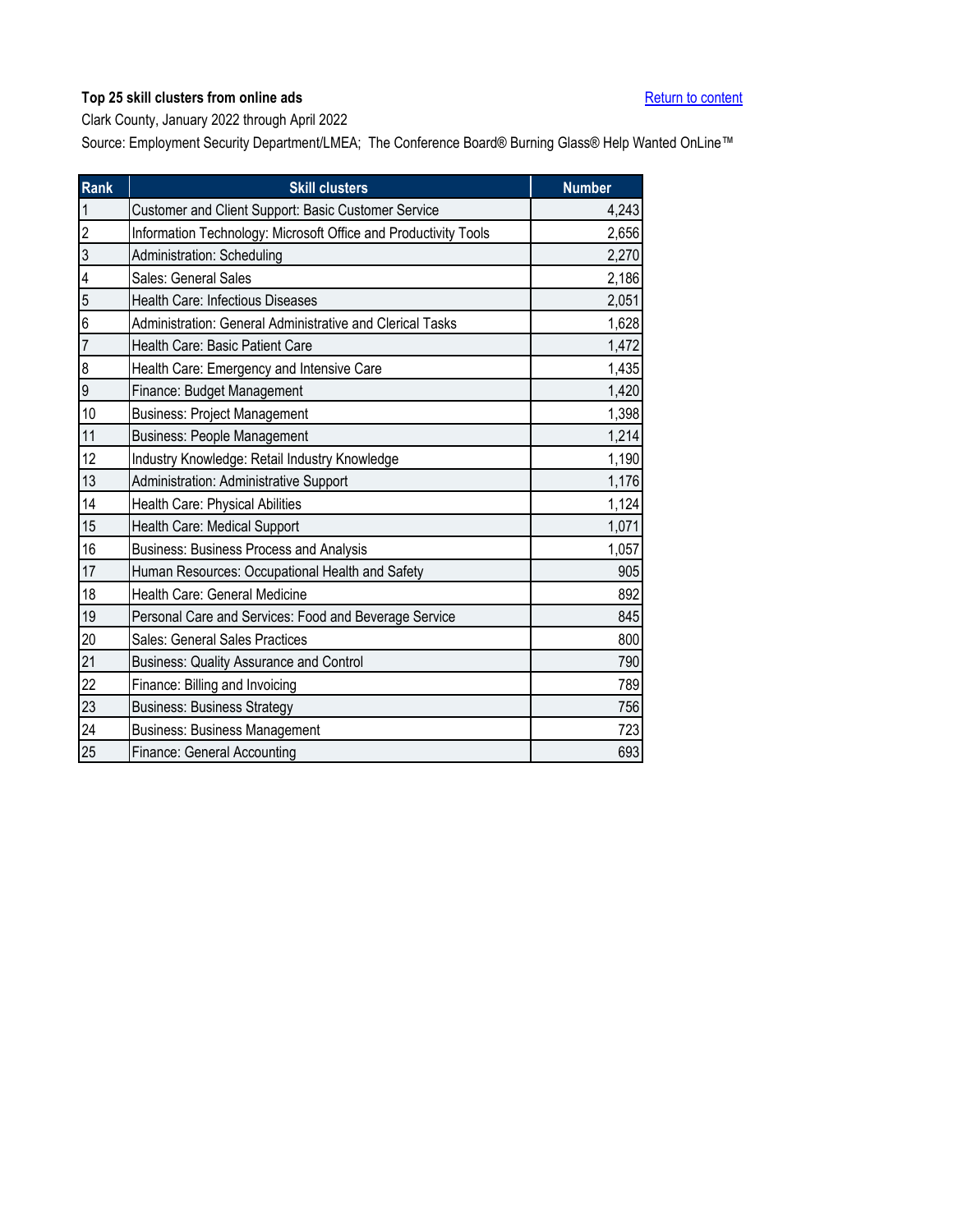**Top 25 skill clusters from online ads**

Return to content

Clark County, January 2022 through April 2022

Source: Employment Security Department/LMEA; The Conference Board® Burning Glass® Help Wanted OnLine™

| Rank | Skill clusters | Number |
|---|---|---|
| 1 | Customer and Client Support: Basic Customer Service | 4,243 |
| 2 | Information Technology: Microsoft Office and Productivity Tools | 2,656 |
| 3 | Administration: Scheduling | 2,270 |
| 4 | Sales: General Sales | 2,186 |
| 5 | Health Care: Infectious Diseases | 2,051 |
| 6 | Administration: General Administrative and Clerical Tasks | 1,628 |
| 7 | Health Care: Basic Patient Care | 1,472 |
| 8 | Health Care: Emergency and Intensive Care | 1,435 |
| 9 | Finance: Budget Management | 1,420 |
| 10 | Business: Project Management | 1,398 |
| 11 | Business: People Management | 1,214 |
| 12 | Industry Knowledge: Retail Industry Knowledge | 1,190 |
| 13 | Administration: Administrative Support | 1,176 |
| 14 | Health Care: Physical Abilities | 1,124 |
| 15 | Health Care: Medical Support | 1,071 |
| 16 | Business: Business Process and Analysis | 1,057 |
| 17 | Human Resources: Occupational Health and Safety | 905 |
| 18 | Health Care: General Medicine | 892 |
| 19 | Personal Care and Services: Food and Beverage Service | 845 |
| 20 | Sales: General Sales Practices | 800 |
| 21 | Business: Quality Assurance and Control | 790 |
| 22 | Finance: Billing and Invoicing | 789 |
| 23 | Business: Business Strategy | 756 |
| 24 | Business: Business Management | 723 |
| 25 | Finance: General Accounting | 693 |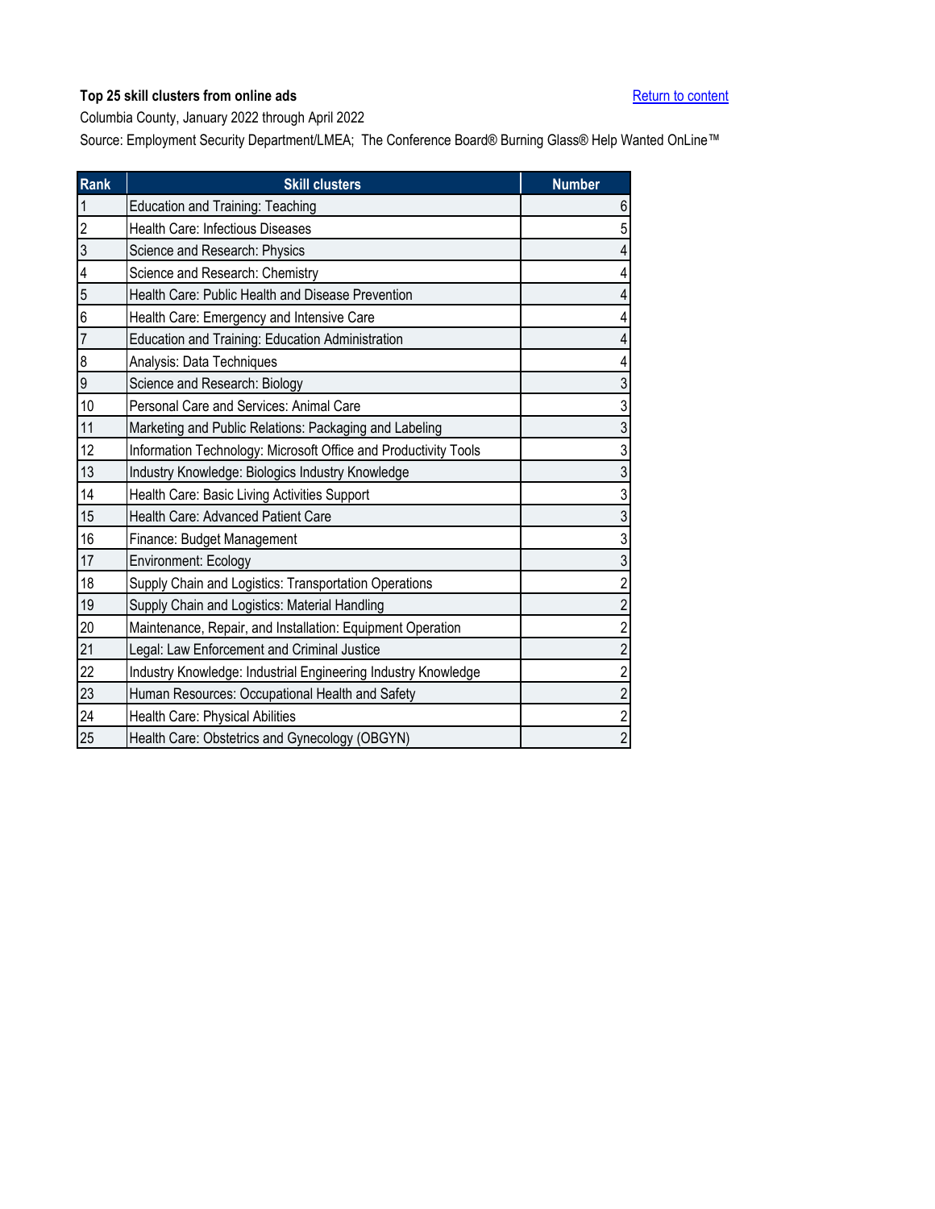**Top 25 skill clusters from online ads**

Return to content

Columbia County, January 2022 through April 2022

Source: Employment Security Department/LMEA; The Conference Board® Burning Glass® Help Wanted OnLine™

| Rank | Skill clusters | Number |
|---|---|---|
| 1 | Education and Training: Teaching | 6 |
| 2 | Health Care: Infectious Diseases | 5 |
| 3 | Science and Research: Physics | 4 |
| 4 | Science and Research: Chemistry | 4 |
| 5 | Health Care: Public Health and Disease Prevention | 4 |
| 6 | Health Care: Emergency and Intensive Care | 4 |
| 7 | Education and Training: Education Administration | 4 |
| 8 | Analysis: Data Techniques | 4 |
| 9 | Science and Research: Biology | 3 |
| 10 | Personal Care and Services: Animal Care | 3 |
| 11 | Marketing and Public Relations: Packaging and Labeling | 3 |
| 12 | Information Technology: Microsoft Office and Productivity Tools | 3 |
| 13 | Industry Knowledge: Biologics Industry Knowledge | 3 |
| 14 | Health Care: Basic Living Activities Support | 3 |
| 15 | Health Care: Advanced Patient Care | 3 |
| 16 | Finance: Budget Management | 3 |
| 17 | Environment: Ecology | 3 |
| 18 | Supply Chain and Logistics: Transportation Operations | 2 |
| 19 | Supply Chain and Logistics: Material Handling | 2 |
| 20 | Maintenance, Repair, and Installation: Equipment Operation | 2 |
| 21 | Legal: Law Enforcement and Criminal Justice | 2 |
| 22 | Industry Knowledge: Industrial Engineering Industry Knowledge | 2 |
| 23 | Human Resources: Occupational Health and Safety | 2 |
| 24 | Health Care: Physical Abilities | 2 |
| 25 | Health Care: Obstetrics and Gynecology (OBGYN) | 2 |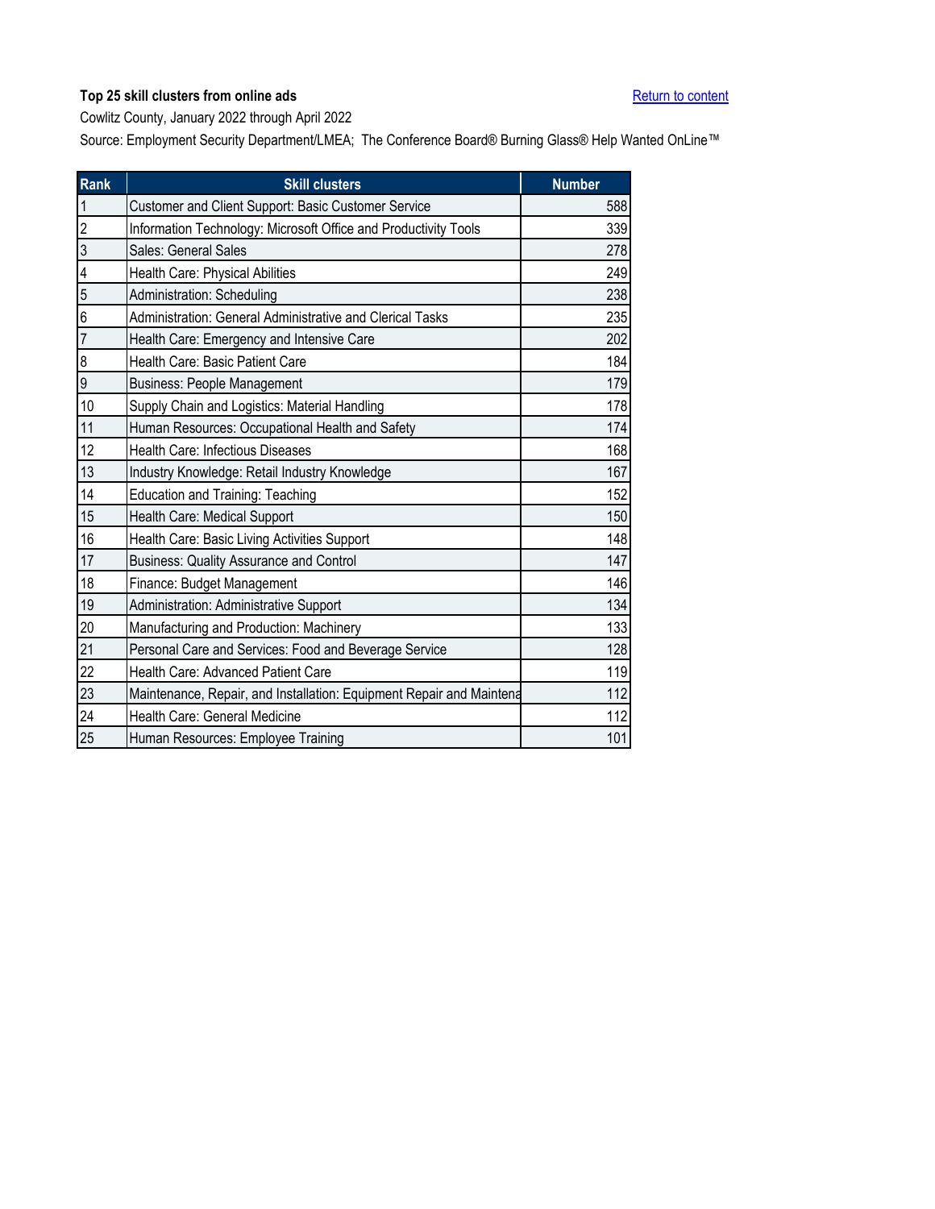**Top 25 skill clusters from online ads**

[Return to content]

Cowlitz County, January 2022 through April 2022

Source: Employment Security Department/LMEA; The Conference Board® Burning Glass® Help Wanted OnLine™

| Rank | Skill clusters | Number |
|---|---|---|
| 1 | Customer and Client Support: Basic Customer Service | 588 |
| 2 | Information Technology: Microsoft Office and Productivity Tools | 339 |
| 3 | Sales: General Sales | 278 |
| 4 | Health Care: Physical Abilities | 249 |
| 5 | Administration: Scheduling | 238 |
| 6 | Administration: General Administrative and Clerical Tasks | 235 |
| 7 | Health Care: Emergency and Intensive Care | 202 |
| 8 | Health Care: Basic Patient Care | 184 |
| 9 | Business: People Management | 179 |
| 10 | Supply Chain and Logistics: Material Handling | 178 |
| 11 | Human Resources: Occupational Health and Safety | 174 |
| 12 | Health Care: Infectious Diseases | 168 |
| 13 | Industry Knowledge: Retail Industry Knowledge | 167 |
| 14 | Education and Training: Teaching | 152 |
| 15 | Health Care: Medical Support | 150 |
| 16 | Health Care: Basic Living Activities Support | 148 |
| 17 | Business: Quality Assurance and Control | 147 |
| 18 | Finance: Budget Management | 146 |
| 19 | Administration: Administrative Support | 134 |
| 20 | Manufacturing and Production: Machinery | 133 |
| 21 | Personal Care and Services: Food and Beverage Service | 128 |
| 22 | Health Care: Advanced Patient Care | 119 |
| 23 | Maintenance, Repair, and Installation: Equipment Repair and Maintena | 112 |
| 24 | Health Care: General Medicine | 112 |
| 25 | Human Resources: Employee Training | 101 |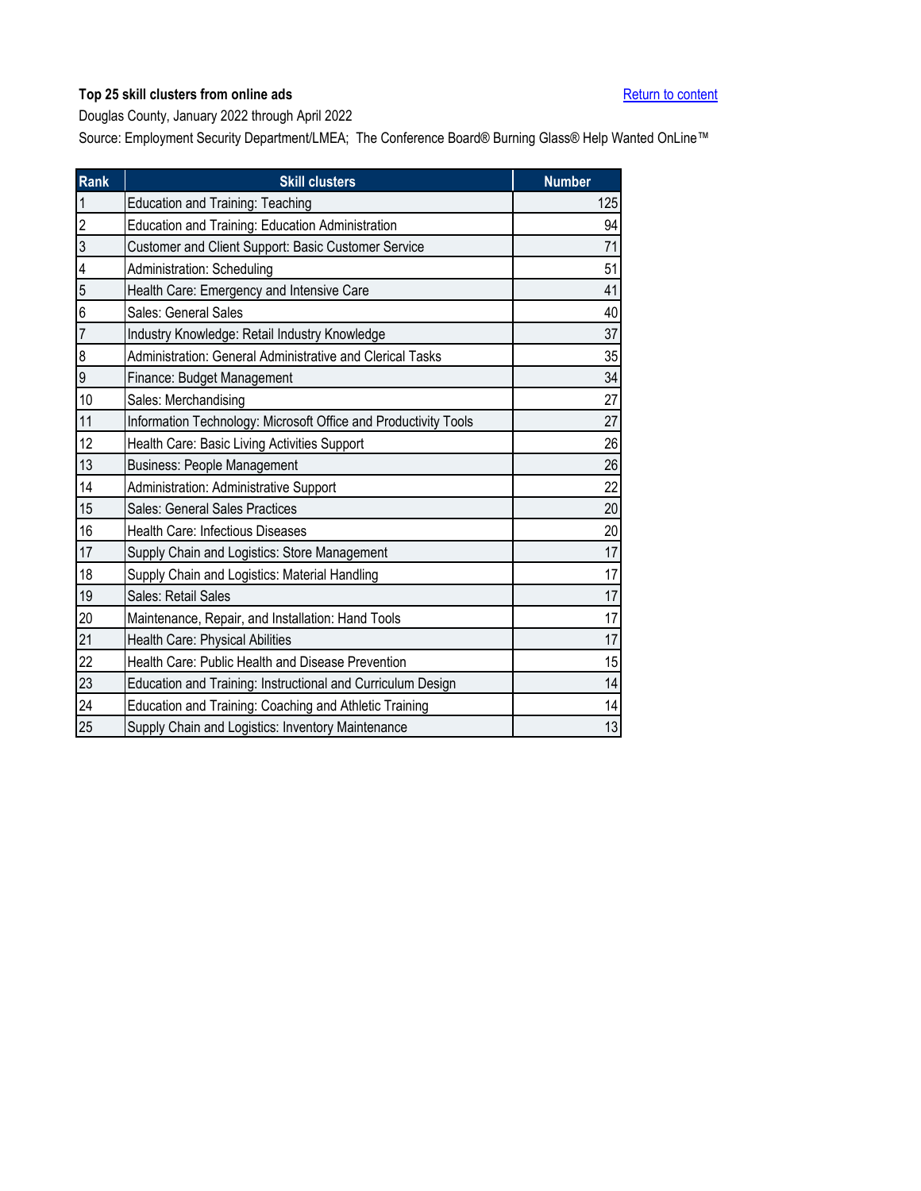**Top 25 skill clusters from online ads**

[Return to content]

Douglas County, January 2022 through April 2022

Source: Employment Security Department/LMEA; The Conference Board® Burning Glass® Help Wanted OnLine™

| Rank | Skill clusters | Number |
|---|---|---|
| 1 | Education and Training: Teaching | 125 |
| 2 | Education and Training: Education Administration | 94 |
| 3 | Customer and Client Support: Basic Customer Service | 71 |
| 4 | Administration: Scheduling | 51 |
| 5 | Health Care: Emergency and Intensive Care | 41 |
| 6 | Sales: General Sales | 40 |
| 7 | Industry Knowledge: Retail Industry Knowledge | 37 |
| 8 | Administration: General Administrative and Clerical Tasks | 35 |
| 9 | Finance: Budget Management | 34 |
| 10 | Sales: Merchandising | 27 |
| 11 | Information Technology: Microsoft Office and Productivity Tools | 27 |
| 12 | Health Care: Basic Living Activities Support | 26 |
| 13 | Business: People Management | 26 |
| 14 | Administration: Administrative Support | 22 |
| 15 | Sales: General Sales Practices | 20 |
| 16 | Health Care: Infectious Diseases | 20 |
| 17 | Supply Chain and Logistics: Store Management | 17 |
| 18 | Supply Chain and Logistics: Material Handling | 17 |
| 19 | Sales: Retail Sales | 17 |
| 20 | Maintenance, Repair, and Installation: Hand Tools | 17 |
| 21 | Health Care: Physical Abilities | 17 |
| 22 | Health Care: Public Health and Disease Prevention | 15 |
| 23 | Education and Training: Instructional and Curriculum Design | 14 |
| 24 | Education and Training: Coaching and Athletic Training | 14 |
| 25 | Supply Chain and Logistics: Inventory Maintenance | 13 |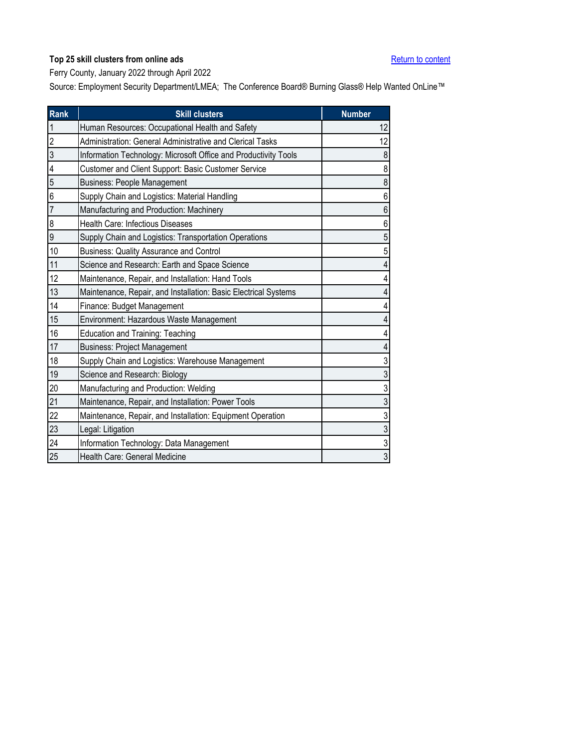**Top 25 skill clusters from online ads**

Return to content

Ferry County, January 2022 through April 2022

Source: Employment Security Department/LMEA; The Conference Board® Burning Glass® Help Wanted OnLine™

| Rank | Skill clusters | Number |
|---|---|---|
| 1 | Human Resources: Occupational Health and Safety | 12 |
| 2 | Administration: General Administrative and Clerical Tasks | 12 |
| 3 | Information Technology: Microsoft Office and Productivity Tools | 8 |
| 4 | Customer and Client Support: Basic Customer Service | 8 |
| 5 | Business: People Management | 8 |
| 6 | Supply Chain and Logistics: Material Handling | 6 |
| 7 | Manufacturing and Production: Machinery | 6 |
| 8 | Health Care: Infectious Diseases | 6 |
| 9 | Supply Chain and Logistics: Transportation Operations | 5 |
| 10 | Business: Quality Assurance and Control | 5 |
| 11 | Science and Research: Earth and Space Science | 4 |
| 12 | Maintenance, Repair, and Installation: Hand Tools | 4 |
| 13 | Maintenance, Repair, and Installation: Basic Electrical Systems | 4 |
| 14 | Finance: Budget Management | 4 |
| 15 | Environment: Hazardous Waste Management | 4 |
| 16 | Education and Training: Teaching | 4 |
| 17 | Business: Project Management | 4 |
| 18 | Supply Chain and Logistics: Warehouse Management | 3 |
| 19 | Science and Research: Biology | 3 |
| 20 | Manufacturing and Production: Welding | 3 |
| 21 | Maintenance, Repair, and Installation: Power Tools | 3 |
| 22 | Maintenance, Repair, and Installation: Equipment Operation | 3 |
| 23 | Legal: Litigation | 3 |
| 24 | Information Technology: Data Management | 3 |
| 25 | Health Care: General Medicine | 3 |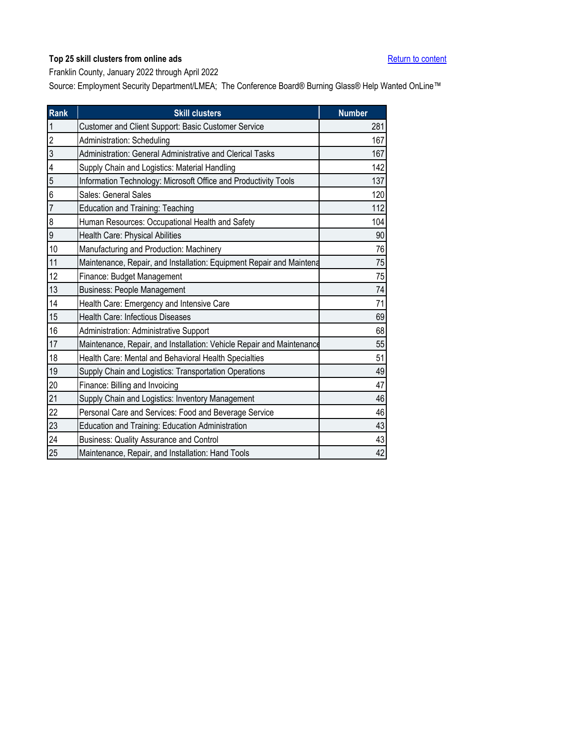**Top 25 skill clusters from online ads**

Return to content

Franklin County, January 2022 through April 2022

Source: Employment Security Department/LMEA; The Conference Board® Burning Glass® Help Wanted OnLine™

| Rank | Skill clusters | Number |
|---|---|---|
| 1 | Customer and Client Support: Basic Customer Service | 281 |
| 2 | Administration: Scheduling | 167 |
| 3 | Administration: General Administrative and Clerical Tasks | 167 |
| 4 | Supply Chain and Logistics: Material Handling | 142 |
| 5 | Information Technology: Microsoft Office and Productivity Tools | 137 |
| 6 | Sales: General Sales | 120 |
| 7 | Education and Training: Teaching | 112 |
| 8 | Human Resources: Occupational Health and Safety | 104 |
| 9 | Health Care: Physical Abilities | 90 |
| 10 | Manufacturing and Production: Machinery | 76 |
| 11 | Maintenance, Repair, and Installation: Equipment Repair and Maintena | 75 |
| 12 | Finance: Budget Management | 75 |
| 13 | Business: People Management | 74 |
| 14 | Health Care: Emergency and Intensive Care | 71 |
| 15 | Health Care: Infectious Diseases | 69 |
| 16 | Administration: Administrative Support | 68 |
| 17 | Maintenance, Repair, and Installation: Vehicle Repair and Maintenance | 55 |
| 18 | Health Care: Mental and Behavioral Health Specialties | 51 |
| 19 | Supply Chain and Logistics: Transportation Operations | 49 |
| 20 | Finance: Billing and Invoicing | 47 |
| 21 | Supply Chain and Logistics: Inventory Management | 46 |
| 22 | Personal Care and Services: Food and Beverage Service | 46 |
| 23 | Education and Training: Education Administration | 43 |
| 24 | Business: Quality Assurance and Control | 43 |
| 25 | Maintenance, Repair, and Installation: Hand Tools | 42 |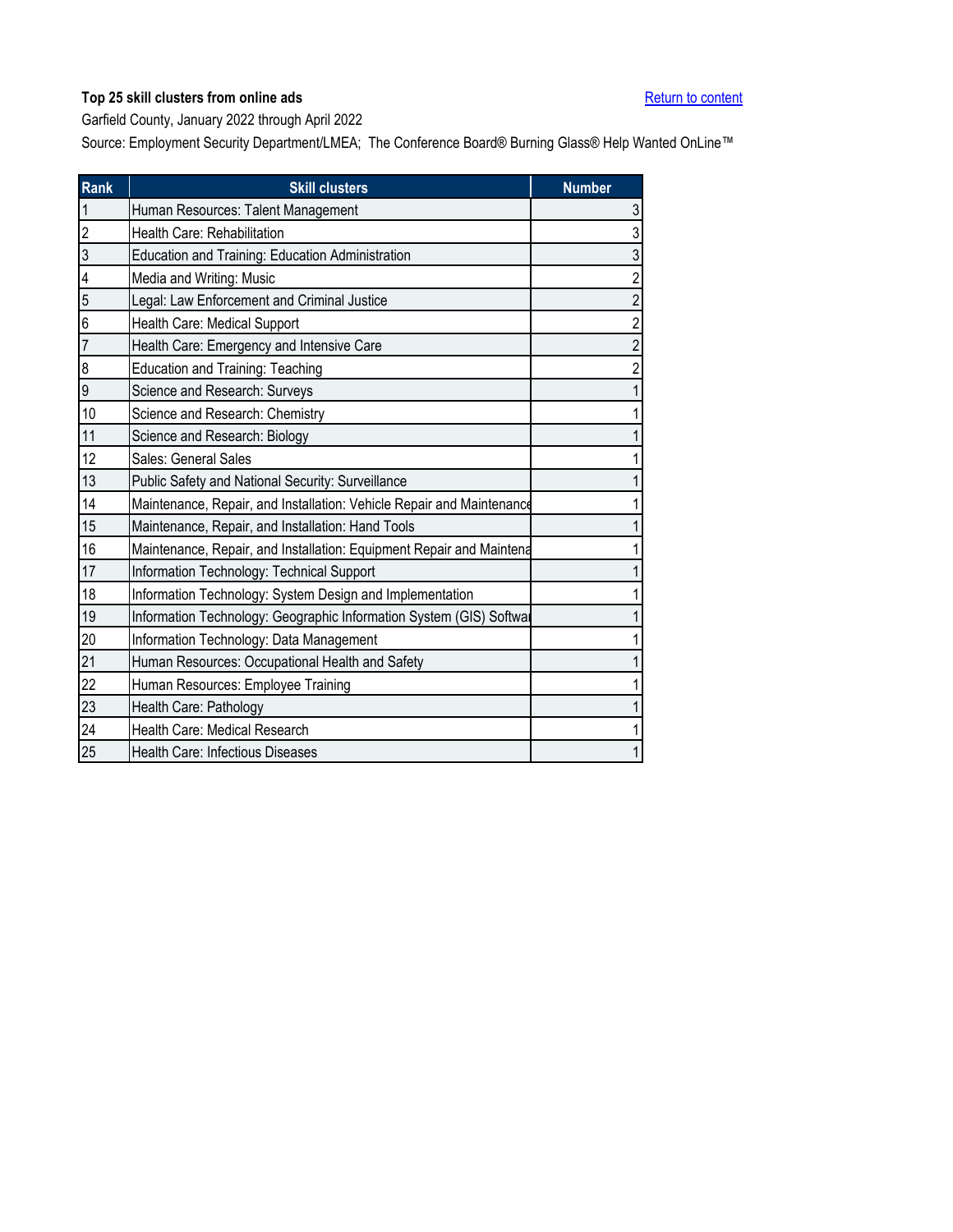**Top 25 skill clusters from online ads**

[Return to content]

Garfield County, January 2022 through April 2022

Source: Employment Security Department/LMEA; The Conference Board® Burning Glass® Help Wanted OnLine™

| Rank | Skill clusters | Number |
|---|---|---|
| 1 | Human Resources: Talent Management | 3 |
| 2 | Health Care: Rehabilitation | 3 |
| 3 | Education and Training: Education Administration | 3 |
| 4 | Media and Writing: Music | 2 |
| 5 | Legal: Law Enforcement and Criminal Justice | 2 |
| 6 | Health Care: Medical Support | 2 |
| 7 | Health Care: Emergency and Intensive Care | 2 |
| 8 | Education and Training: Teaching | 2 |
| 9 | Science and Research: Surveys | 1 |
| 10 | Science and Research: Chemistry | 1 |
| 11 | Science and Research: Biology | 1 |
| 12 | Sales: General Sales | 1 |
| 13 | Public Safety and National Security: Surveillance | 1 |
| 14 | Maintenance, Repair, and Installation: Vehicle Repair and Maintenance | 1 |
| 15 | Maintenance, Repair, and Installation: Hand Tools | 1 |
| 16 | Maintenance, Repair, and Installation: Equipment Repair and Maintena | 1 |
| 17 | Information Technology: Technical Support | 1 |
| 18 | Information Technology: System Design and Implementation | 1 |
| 19 | Information Technology: Geographic Information System (GIS) Softwa | 1 |
| 20 | Information Technology: Data Management | 1 |
| 21 | Human Resources: Occupational Health and Safety | 1 |
| 22 | Human Resources: Employee Training | 1 |
| 23 | Health Care: Pathology | 1 |
| 24 | Health Care: Medical Research | 1 |
| 25 | Health Care: Infectious Diseases | 1 |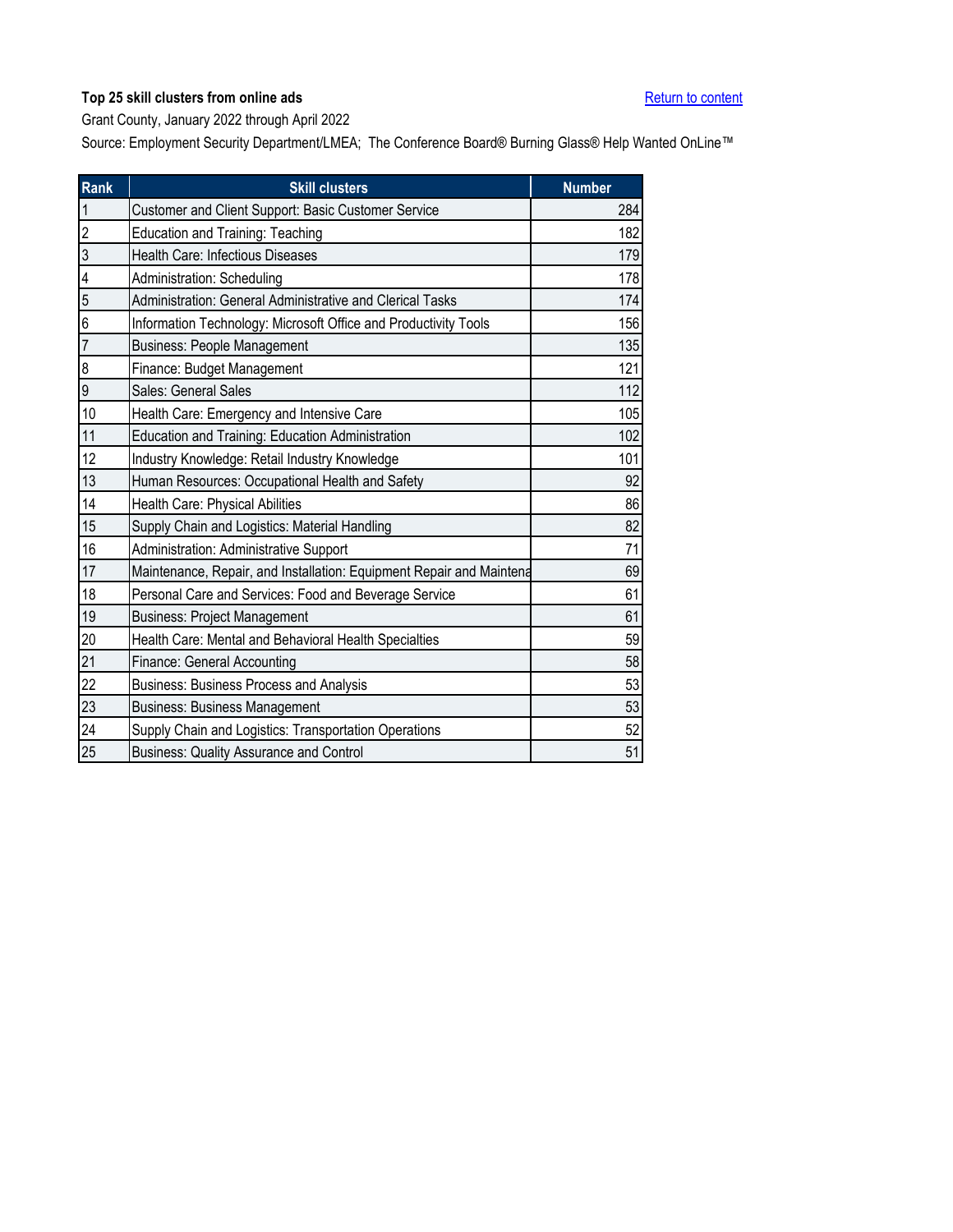**Top 25 skill clusters from online ads**

Return to content

Grant County, January 2022 through April 2022

Source: Employment Security Department/LMEA; The Conference Board® Burning Glass® Help Wanted OnLine™

| Rank | Skill clusters | Number |
|---|---|---|
| 1 | Customer and Client Support: Basic Customer Service | 284 |
| 2 | Education and Training: Teaching | 182 |
| 3 | Health Care: Infectious Diseases | 179 |
| 4 | Administration: Scheduling | 178 |
| 5 | Administration: General Administrative and Clerical Tasks | 174 |
| 6 | Information Technology: Microsoft Office and Productivity Tools | 156 |
| 7 | Business: People Management | 135 |
| 8 | Finance: Budget Management | 121 |
| 9 | Sales: General Sales | 112 |
| 10 | Health Care: Emergency and Intensive Care | 105 |
| 11 | Education and Training: Education Administration | 102 |
| 12 | Industry Knowledge: Retail Industry Knowledge | 101 |
| 13 | Human Resources: Occupational Health and Safety | 92 |
| 14 | Health Care: Physical Abilities | 86 |
| 15 | Supply Chain and Logistics: Material Handling | 82 |
| 16 | Administration: Administrative Support | 71 |
| 17 | Maintenance, Repair, and Installation: Equipment Repair and Maintena | 69 |
| 18 | Personal Care and Services: Food and Beverage Service | 61 |
| 19 | Business: Project Management | 61 |
| 20 | Health Care: Mental and Behavioral Health Specialties | 59 |
| 21 | Finance: General Accounting | 58 |
| 22 | Business: Business Process and Analysis | 53 |
| 23 | Business: Business Management | 53 |
| 24 | Supply Chain and Logistics: Transportation Operations | 52 |
| 25 | Business: Quality Assurance and Control | 51 |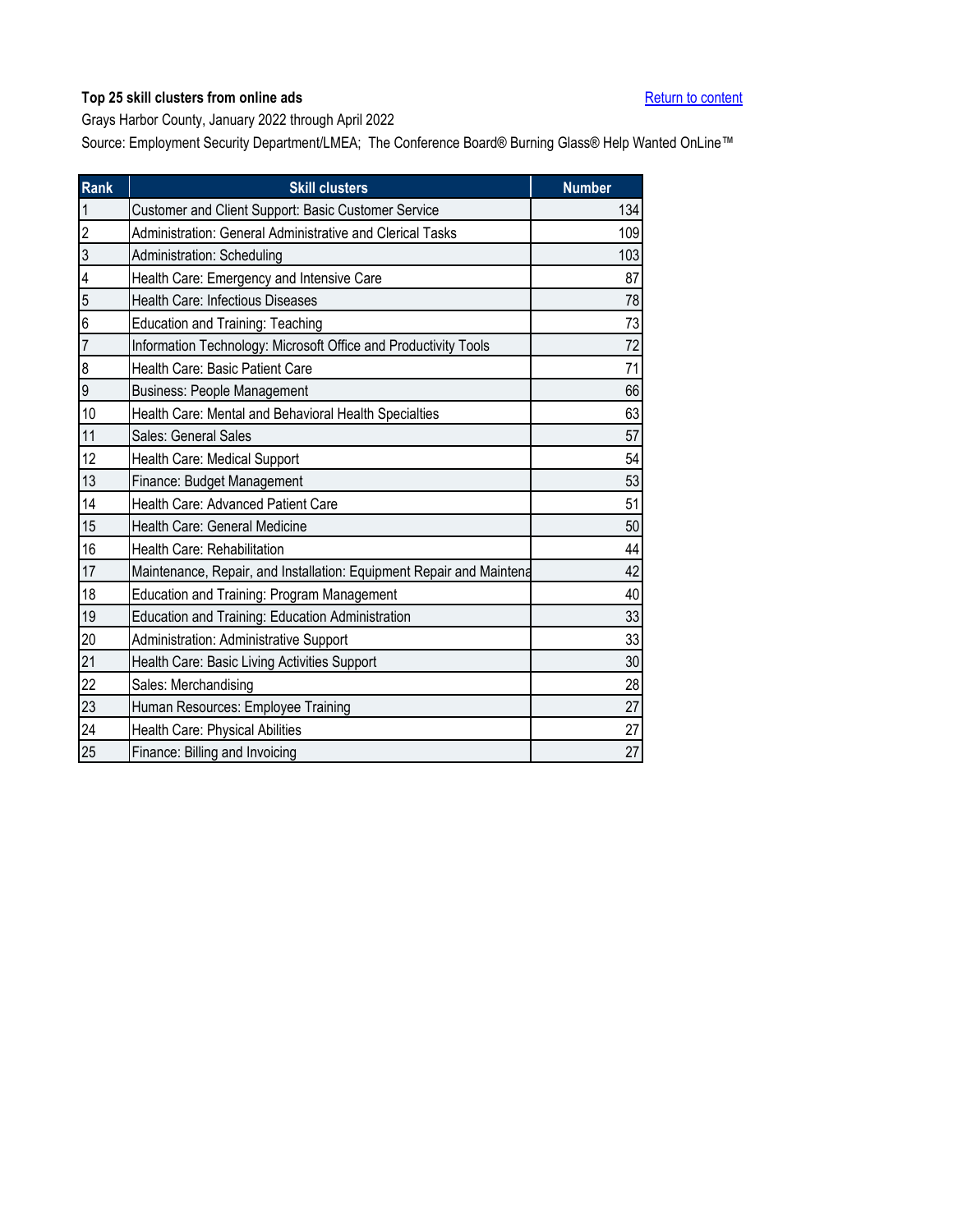**Top 25 skill clusters from online ads**

Return to content

Grays Harbor County, January 2022 through April 2022

Source: Employment Security Department/LMEA; The Conference Board® Burning Glass® Help Wanted OnLine™

| Rank | Skill clusters | Number |
|---|---|---|
| 1 | Customer and Client Support: Basic Customer Service | 134 |
| 2 | Administration: General Administrative and Clerical Tasks | 109 |
| 3 | Administration: Scheduling | 103 |
| 4 | Health Care: Emergency and Intensive Care | 87 |
| 5 | Health Care: Infectious Diseases | 78 |
| 6 | Education and Training: Teaching | 73 |
| 7 | Information Technology: Microsoft Office and Productivity Tools | 72 |
| 8 | Health Care: Basic Patient Care | 71 |
| 9 | Business: People Management | 66 |
| 10 | Health Care: Mental and Behavioral Health Specialties | 63 |
| 11 | Sales: General Sales | 57 |
| 12 | Health Care: Medical Support | 54 |
| 13 | Finance: Budget Management | 53 |
| 14 | Health Care: Advanced Patient Care | 51 |
| 15 | Health Care: General Medicine | 50 |
| 16 | Health Care: Rehabilitation | 44 |
| 17 | Maintenance, Repair, and Installation: Equipment Repair and Maintena | 42 |
| 18 | Education and Training: Program Management | 40 |
| 19 | Education and Training: Education Administration | 33 |
| 20 | Administration: Administrative Support | 33 |
| 21 | Health Care: Basic Living Activities Support | 30 |
| 22 | Sales: Merchandising | 28 |
| 23 | Human Resources: Employee Training | 27 |
| 24 | Health Care: Physical Abilities | 27 |
| 25 | Finance: Billing and Invoicing | 27 |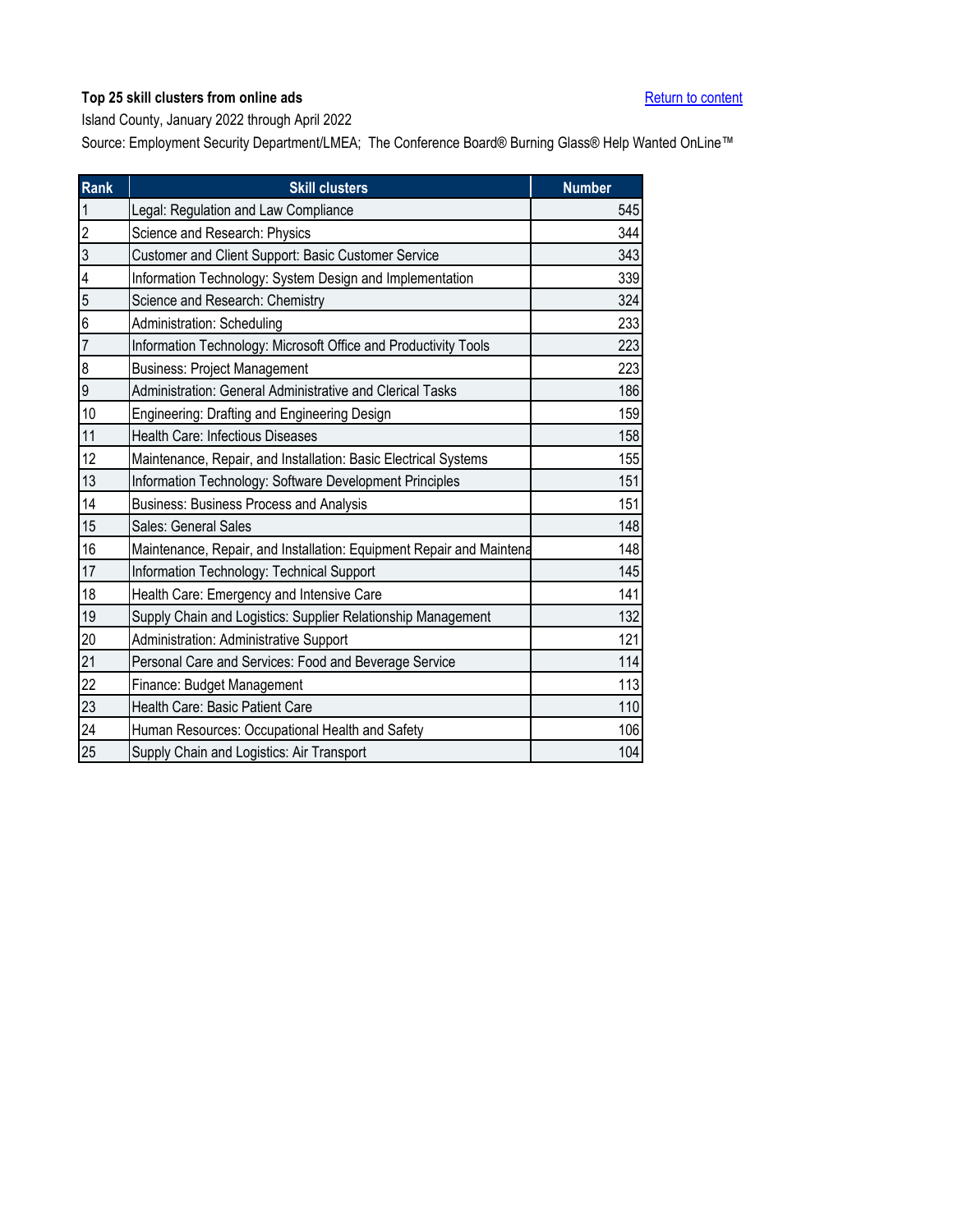**Top 25 skill clusters from online ads**

Return to content

Island County, January 2022 through April 2022

Source: Employment Security Department/LMEA; The Conference Board® Burning Glass® Help Wanted OnLine™

| Rank | Skill clusters | Number |
|---|---|---|
| 1 | Legal: Regulation and Law Compliance | 545 |
| 2 | Science and Research: Physics | 344 |
| 3 | Customer and Client Support: Basic Customer Service | 343 |
| 4 | Information Technology: System Design and Implementation | 339 |
| 5 | Science and Research: Chemistry | 324 |
| 6 | Administration: Scheduling | 233 |
| 7 | Information Technology: Microsoft Office and Productivity Tools | 223 |
| 8 | Business: Project Management | 223 |
| 9 | Administration: General Administrative and Clerical Tasks | 186 |
| 10 | Engineering: Drafting and Engineering Design | 159 |
| 11 | Health Care: Infectious Diseases | 158 |
| 12 | Maintenance, Repair, and Installation: Basic Electrical Systems | 155 |
| 13 | Information Technology: Software Development Principles | 151 |
| 14 | Business: Business Process and Analysis | 151 |
| 15 | Sales: General Sales | 148 |
| 16 | Maintenance, Repair, and Installation: Equipment Repair and Maintena | 148 |
| 17 | Information Technology: Technical Support | 145 |
| 18 | Health Care: Emergency and Intensive Care | 141 |
| 19 | Supply Chain and Logistics: Supplier Relationship Management | 132 |
| 20 | Administration: Administrative Support | 121 |
| 21 | Personal Care and Services: Food and Beverage Service | 114 |
| 22 | Finance: Budget Management | 113 |
| 23 | Health Care: Basic Patient Care | 110 |
| 24 | Human Resources: Occupational Health and Safety | 106 |
| 25 | Supply Chain and Logistics: Air Transport | 104 |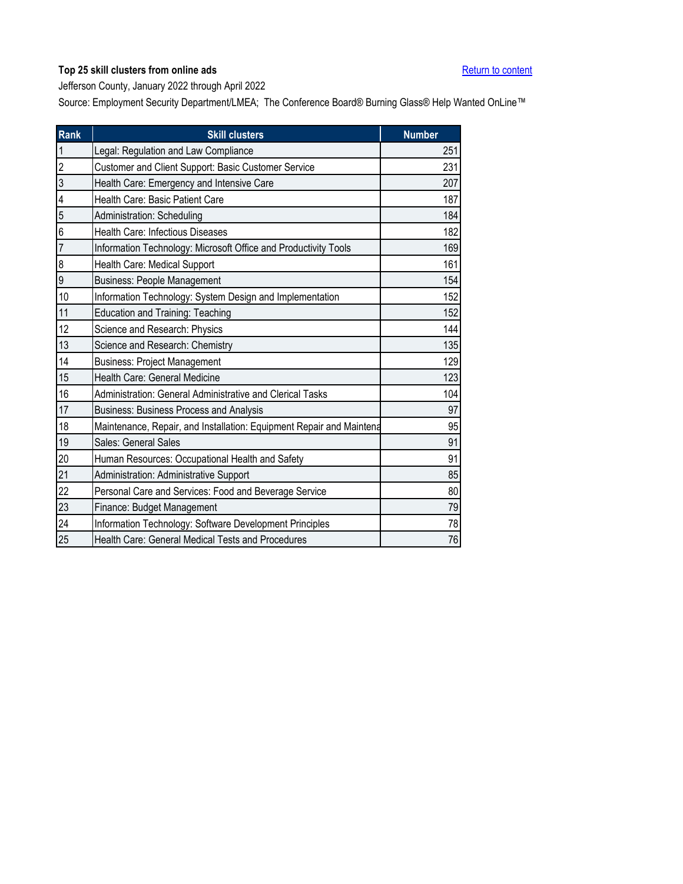**Top 25 skill clusters from online ads**

[Return to content]

Jefferson County, January 2022 through April 2022

Source: Employment Security Department/LMEA; The Conference Board® Burning Glass® Help Wanted OnLine™

| Rank | Skill clusters | Number |
|---|---|---|
| 1 | Legal: Regulation and Law Compliance | 251 |
| 2 | Customer and Client Support: Basic Customer Service | 231 |
| 3 | Health Care: Emergency and Intensive Care | 207 |
| 4 | Health Care: Basic Patient Care | 187 |
| 5 | Administration: Scheduling | 184 |
| 6 | Health Care: Infectious Diseases | 182 |
| 7 | Information Technology: Microsoft Office and Productivity Tools | 169 |
| 8 | Health Care: Medical Support | 161 |
| 9 | Business: People Management | 154 |
| 10 | Information Technology: System Design and Implementation | 152 |
| 11 | Education and Training: Teaching | 152 |
| 12 | Science and Research: Physics | 144 |
| 13 | Science and Research: Chemistry | 135 |
| 14 | Business: Project Management | 129 |
| 15 | Health Care: General Medicine | 123 |
| 16 | Administration: General Administrative and Clerical Tasks | 104 |
| 17 | Business: Business Process and Analysis | 97 |
| 18 | Maintenance, Repair, and Installation: Equipment Repair and Maintena | 95 |
| 19 | Sales: General Sales | 91 |
| 20 | Human Resources: Occupational Health and Safety | 91 |
| 21 | Administration: Administrative Support | 85 |
| 22 | Personal Care and Services: Food and Beverage Service | 80 |
| 23 | Finance: Budget Management | 79 |
| 24 | Information Technology: Software Development Principles | 78 |
| 25 | Health Care: General Medical Tests and Procedures | 76 |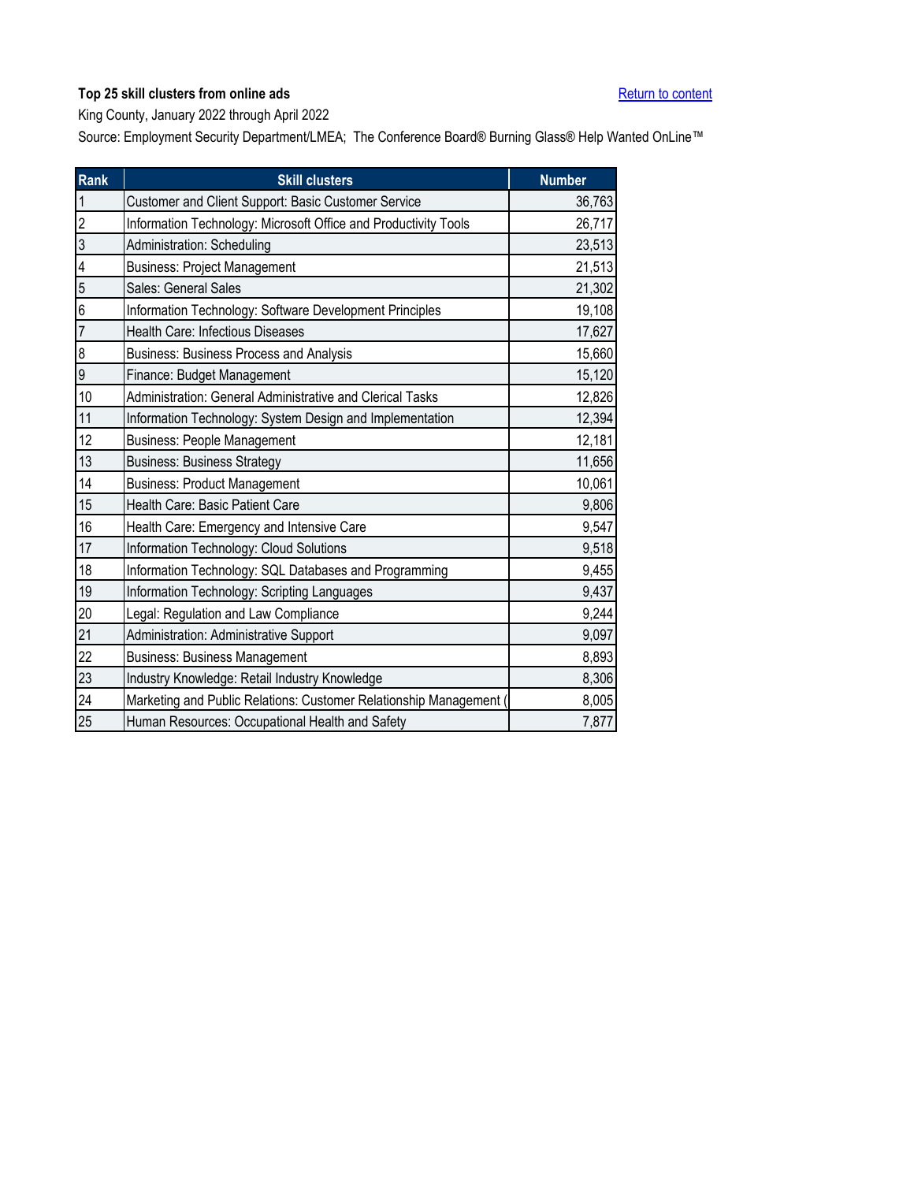**Top 25 skill clusters from online ads**

[Return to content]

King County, January 2022 through April 2022

Source: Employment Security Department/LMEA; The Conference Board® Burning Glass® Help Wanted OnLine™

| Rank | Skill clusters | Number |
|---|---|---|
| 1 | Customer and Client Support: Basic Customer Service | 36,763 |
| 2 | Information Technology: Microsoft Office and Productivity Tools | 26,717 |
| 3 | Administration: Scheduling | 23,513 |
| 4 | Business: Project Management | 21,513 |
| 5 | Sales: General Sales | 21,302 |
| 6 | Information Technology: Software Development Principles | 19,108 |
| 7 | Health Care: Infectious Diseases | 17,627 |
| 8 | Business: Business Process and Analysis | 15,660 |
| 9 | Finance: Budget Management | 15,120 |
| 10 | Administration: General Administrative and Clerical Tasks | 12,826 |
| 11 | Information Technology: System Design and Implementation | 12,394 |
| 12 | Business: People Management | 12,181 |
| 13 | Business: Business Strategy | 11,656 |
| 14 | Business: Product Management | 10,061 |
| 15 | Health Care: Basic Patient Care | 9,806 |
| 16 | Health Care: Emergency and Intensive Care | 9,547 |
| 17 | Information Technology: Cloud Solutions | 9,518 |
| 18 | Information Technology: SQL Databases and Programming | 9,455 |
| 19 | Information Technology: Scripting Languages | 9,437 |
| 20 | Legal: Regulation and Law Compliance | 9,244 |
| 21 | Administration: Administrative Support | 9,097 |
| 22 | Business: Business Management | 8,893 |
| 23 | Industry Knowledge: Retail Industry Knowledge | 8,306 |
| 24 | Marketing and Public Relations: Customer Relationship Management ( | 8,005 |
| 25 | Human Resources: Occupational Health and Safety | 7,877 |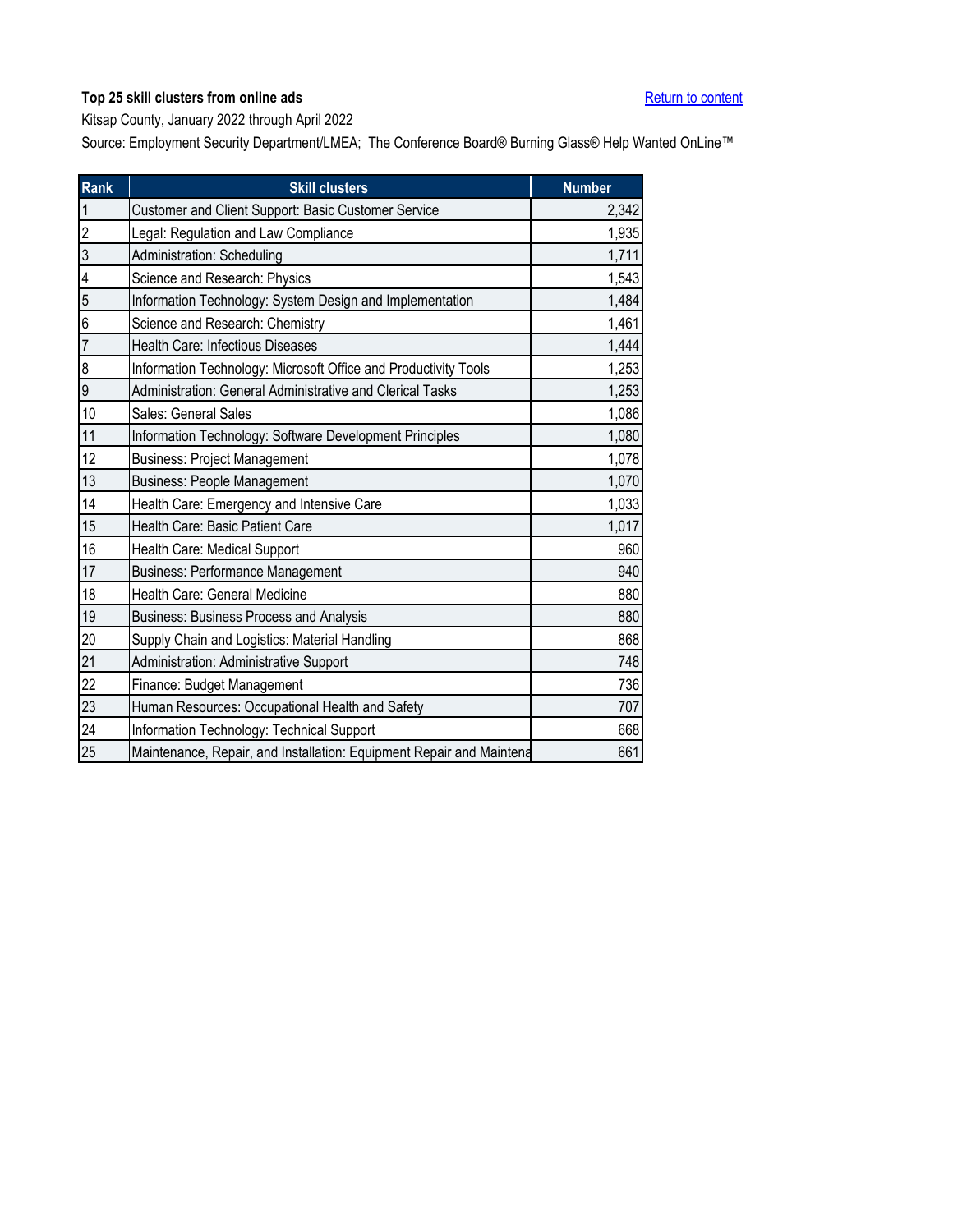**Top 25 skill clusters from online ads**

Return to content

Kitsap County, January 2022 through April 2022

Source: Employment Security Department/LMEA; The Conference Board® Burning Glass® Help Wanted OnLine™

| Rank | Skill clusters | Number |
|---|---|---|
| 1 | Customer and Client Support: Basic Customer Service | 2,342 |
| 2 | Legal: Regulation and Law Compliance | 1,935 |
| 3 | Administration: Scheduling | 1,711 |
| 4 | Science and Research: Physics | 1,543 |
| 5 | Information Technology: System Design and Implementation | 1,484 |
| 6 | Science and Research: Chemistry | 1,461 |
| 7 | Health Care: Infectious Diseases | 1,444 |
| 8 | Information Technology: Microsoft Office and Productivity Tools | 1,253 |
| 9 | Administration: General Administrative and Clerical Tasks | 1,253 |
| 10 | Sales: General Sales | 1,086 |
| 11 | Information Technology: Software Development Principles | 1,080 |
| 12 | Business: Project Management | 1,078 |
| 13 | Business: People Management | 1,070 |
| 14 | Health Care: Emergency and Intensive Care | 1,033 |
| 15 | Health Care: Basic Patient Care | 1,017 |
| 16 | Health Care: Medical Support | 960 |
| 17 | Business: Performance Management | 940 |
| 18 | Health Care: General Medicine | 880 |
| 19 | Business: Business Process and Analysis | 880 |
| 20 | Supply Chain and Logistics: Material Handling | 868 |
| 21 | Administration: Administrative Support | 748 |
| 22 | Finance: Budget Management | 736 |
| 23 | Human Resources: Occupational Health and Safety | 707 |
| 24 | Information Technology: Technical Support | 668 |
| 25 | Maintenance, Repair, and Installation: Equipment Repair and Maintena | 661 |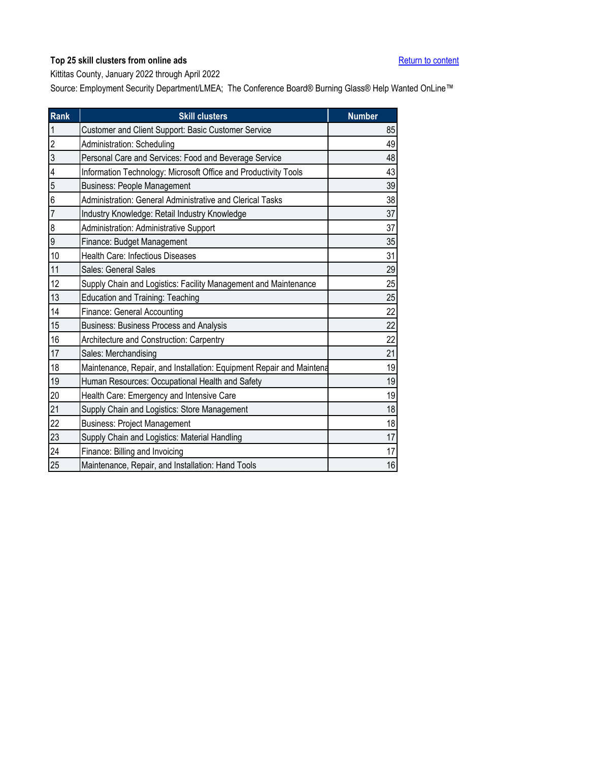**Top 25 skill clusters from online ads**

Return to content

Kittitas County, January 2022 through April 2022

Source: Employment Security Department/LMEA; The Conference Board® Burning Glass® Help Wanted OnLine™

| Rank | Skill clusters | Number |
|---|---|---|
| 1 | Customer and Client Support: Basic Customer Service | 85 |
| 2 | Administration: Scheduling | 49 |
| 3 | Personal Care and Services: Food and Beverage Service | 48 |
| 4 | Information Technology: Microsoft Office and Productivity Tools | 43 |
| 5 | Business: People Management | 39 |
| 6 | Administration: General Administrative and Clerical Tasks | 38 |
| 7 | Industry Knowledge: Retail Industry Knowledge | 37 |
| 8 | Administration: Administrative Support | 37 |
| 9 | Finance: Budget Management | 35 |
| 10 | Health Care: Infectious Diseases | 31 |
| 11 | Sales: General Sales | 29 |
| 12 | Supply Chain and Logistics: Facility Management and Maintenance | 25 |
| 13 | Education and Training: Teaching | 25 |
| 14 | Finance: General Accounting | 22 |
| 15 | Business: Business Process and Analysis | 22 |
| 16 | Architecture and Construction: Carpentry | 22 |
| 17 | Sales: Merchandising | 21 |
| 18 | Maintenance, Repair, and Installation: Equipment Repair and Maintena | 19 |
| 19 | Human Resources: Occupational Health and Safety | 19 |
| 20 | Health Care: Emergency and Intensive Care | 19 |
| 21 | Supply Chain and Logistics: Store Management | 18 |
| 22 | Business: Project Management | 18 |
| 23 | Supply Chain and Logistics: Material Handling | 17 |
| 24 | Finance: Billing and Invoicing | 17 |
| 25 | Maintenance, Repair, and Installation: Hand Tools | 16 |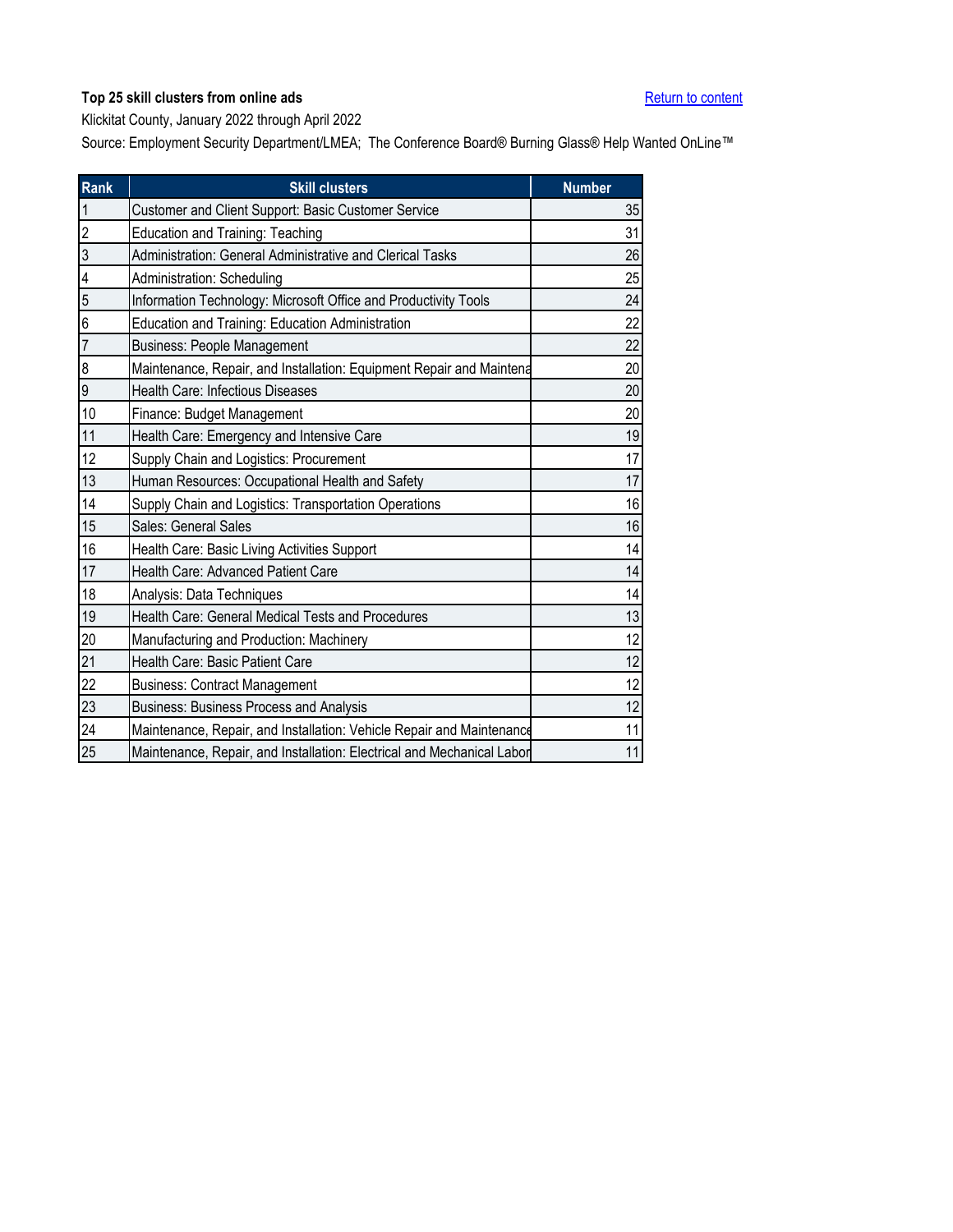**Top 25 skill clusters from online ads**

[Return to content]

Klickitat County, January 2022 through April 2022

Source: Employment Security Department/LMEA; The Conference Board® Burning Glass® Help Wanted OnLine™

| Rank | Skill clusters | Number |
|---|---|---|
| 1 | Customer and Client Support: Basic Customer Service | 35 |
| 2 | Education and Training: Teaching | 31 |
| 3 | Administration: General Administrative and Clerical Tasks | 26 |
| 4 | Administration: Scheduling | 25 |
| 5 | Information Technology: Microsoft Office and Productivity Tools | 24 |
| 6 | Education and Training: Education Administration | 22 |
| 7 | Business: People Management | 22 |
| 8 | Maintenance, Repair, and Installation: Equipment Repair and Maintena | 20 |
| 9 | Health Care: Infectious Diseases | 20 |
| 10 | Finance: Budget Management | 20 |
| 11 | Health Care: Emergency and Intensive Care | 19 |
| 12 | Supply Chain and Logistics: Procurement | 17 |
| 13 | Human Resources: Occupational Health and Safety | 17 |
| 14 | Supply Chain and Logistics: Transportation Operations | 16 |
| 15 | Sales: General Sales | 16 |
| 16 | Health Care: Basic Living Activities Support | 14 |
| 17 | Health Care: Advanced Patient Care | 14 |
| 18 | Analysis: Data Techniques | 14 |
| 19 | Health Care: General Medical Tests and Procedures | 13 |
| 20 | Manufacturing and Production: Machinery | 12 |
| 21 | Health Care: Basic Patient Care | 12 |
| 22 | Business: Contract Management | 12 |
| 23 | Business: Business Process and Analysis | 12 |
| 24 | Maintenance, Repair, and Installation: Vehicle Repair and Maintenance | 11 |
| 25 | Maintenance, Repair, and Installation: Electrical and Mechanical Labor | 11 |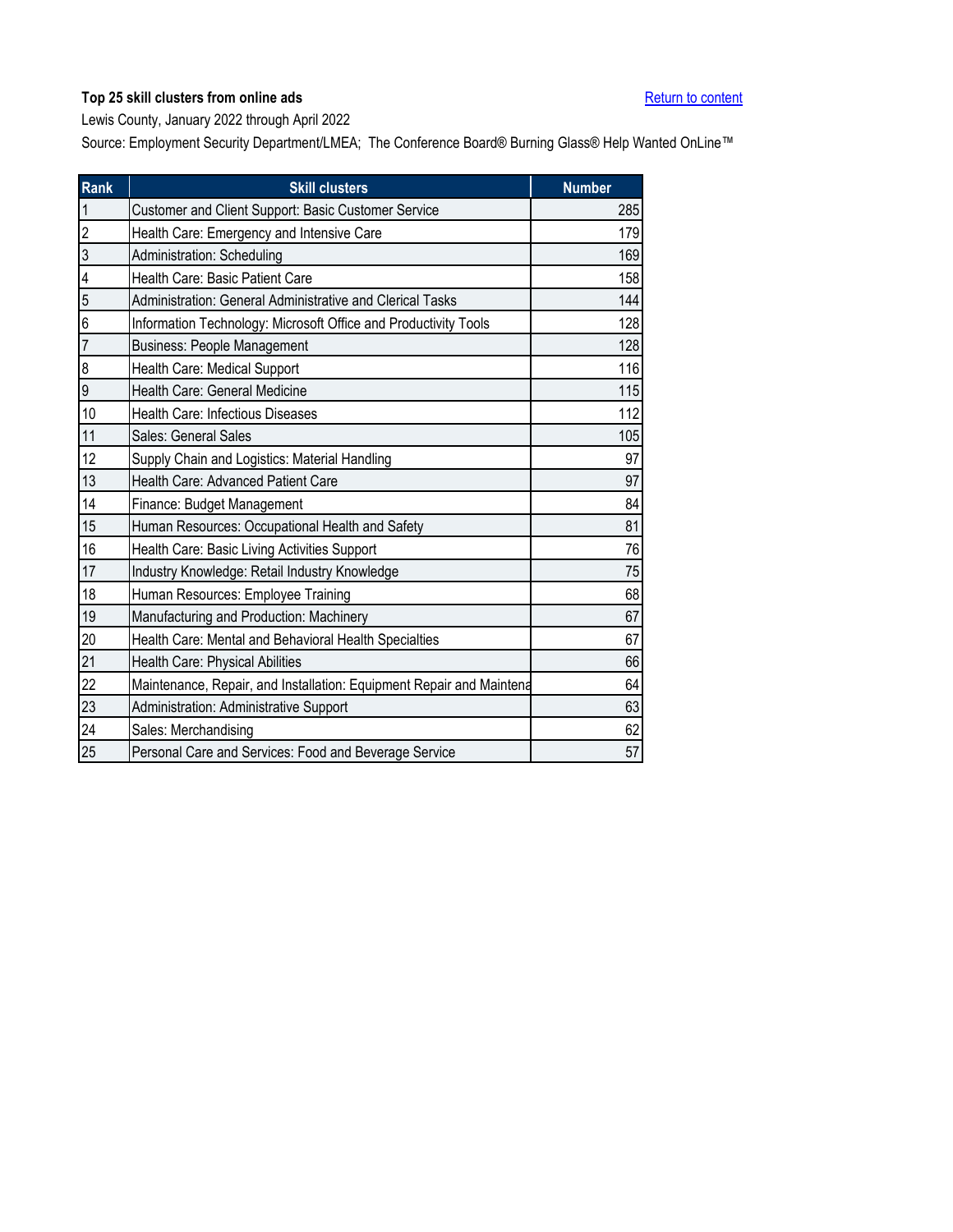**Top 25 skill clusters from online ads**

Return to content

Lewis County, January 2022 through April 2022

Source: Employment Security Department/LMEA; The Conference Board® Burning Glass® Help Wanted OnLine™

| Rank | Skill clusters | Number |
|---|---|---|
| 1 | Customer and Client Support: Basic Customer Service | 285 |
| 2 | Health Care: Emergency and Intensive Care | 179 |
| 3 | Administration: Scheduling | 169 |
| 4 | Health Care: Basic Patient Care | 158 |
| 5 | Administration: General Administrative and Clerical Tasks | 144 |
| 6 | Information Technology: Microsoft Office and Productivity Tools | 128 |
| 7 | Business: People Management | 128 |
| 8 | Health Care: Medical Support | 116 |
| 9 | Health Care: General Medicine | 115 |
| 10 | Health Care: Infectious Diseases | 112 |
| 11 | Sales: General Sales | 105 |
| 12 | Supply Chain and Logistics: Material Handling | 97 |
| 13 | Health Care: Advanced Patient Care | 97 |
| 14 | Finance: Budget Management | 84 |
| 15 | Human Resources: Occupational Health and Safety | 81 |
| 16 | Health Care: Basic Living Activities Support | 76 |
| 17 | Industry Knowledge: Retail Industry Knowledge | 75 |
| 18 | Human Resources: Employee Training | 68 |
| 19 | Manufacturing and Production: Machinery | 67 |
| 20 | Health Care: Mental and Behavioral Health Specialties | 67 |
| 21 | Health Care: Physical Abilities | 66 |
| 22 | Maintenance, Repair, and Installation: Equipment Repair and Maintena | 64 |
| 23 | Administration: Administrative Support | 63 |
| 24 | Sales: Merchandising | 62 |
| 25 | Personal Care and Services: Food and Beverage Service | 57 |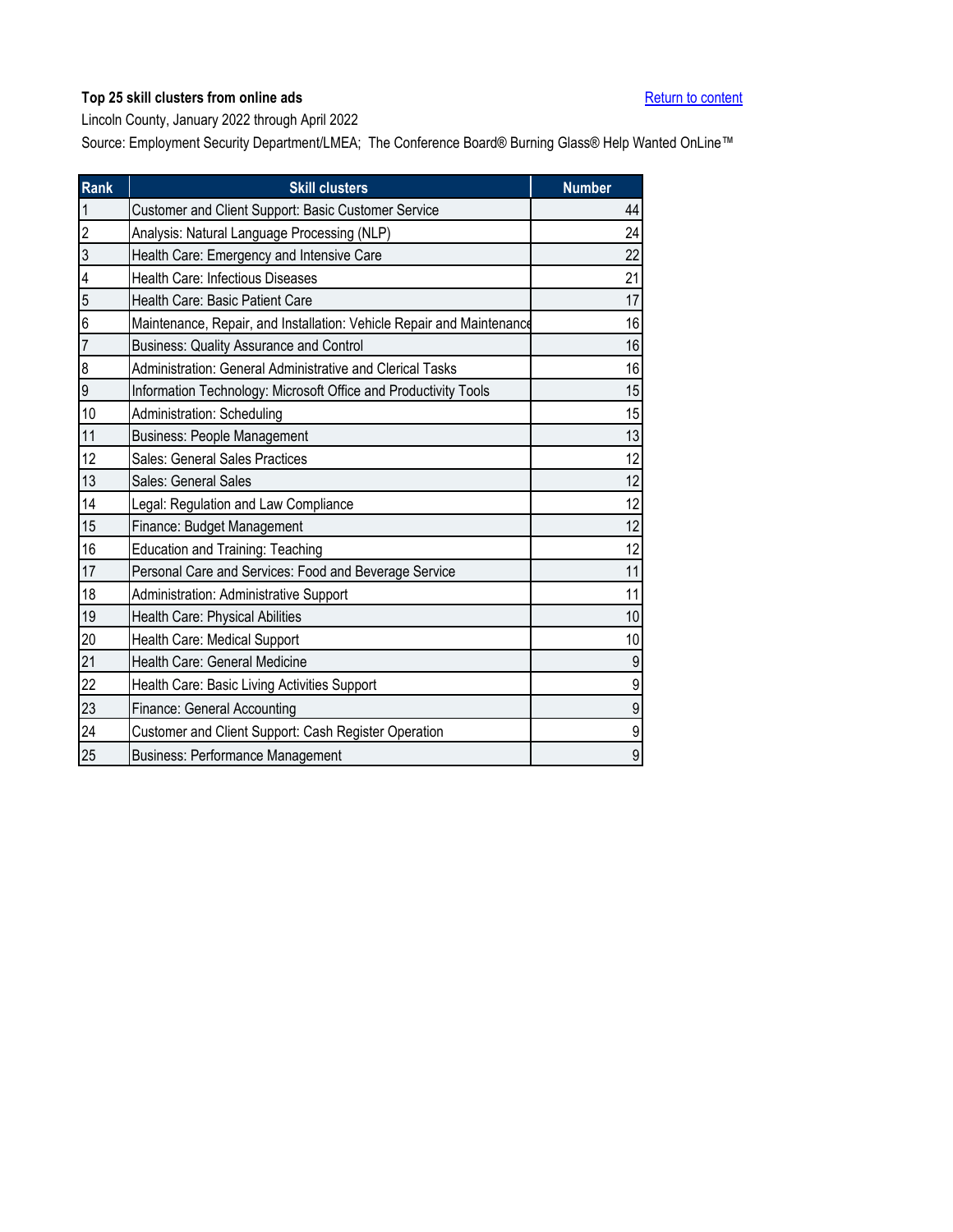**Top 25 skill clusters from online ads**

[Return to content]

Lincoln County, January 2022 through April 2022

Source: Employment Security Department/LMEA; The Conference Board® Burning Glass® Help Wanted OnLine™

| Rank | Skill clusters | Number |
|---|---|---|
| 1 | Customer and Client Support: Basic Customer Service | 44 |
| 2 | Analysis: Natural Language Processing (NLP) | 24 |
| 3 | Health Care: Emergency and Intensive Care | 22 |
| 4 | Health Care: Infectious Diseases | 21 |
| 5 | Health Care: Basic Patient Care | 17 |
| 6 | Maintenance, Repair, and Installation: Vehicle Repair and Maintenance | 16 |
| 7 | Business: Quality Assurance and Control | 16 |
| 8 | Administration: General Administrative and Clerical Tasks | 16 |
| 9 | Information Technology: Microsoft Office and Productivity Tools | 15 |
| 10 | Administration: Scheduling | 15 |
| 11 | Business: People Management | 13 |
| 12 | Sales: General Sales Practices | 12 |
| 13 | Sales: General Sales | 12 |
| 14 | Legal: Regulation and Law Compliance | 12 |
| 15 | Finance: Budget Management | 12 |
| 16 | Education and Training: Teaching | 12 |
| 17 | Personal Care and Services: Food and Beverage Service | 11 |
| 18 | Administration: Administrative Support | 11 |
| 19 | Health Care: Physical Abilities | 10 |
| 20 | Health Care: Medical Support | 10 |
| 21 | Health Care: General Medicine | 9 |
| 22 | Health Care: Basic Living Activities Support | 9 |
| 23 | Finance: General Accounting | 9 |
| 24 | Customer and Client Support: Cash Register Operation | 9 |
| 25 | Business: Performance Management | 9 |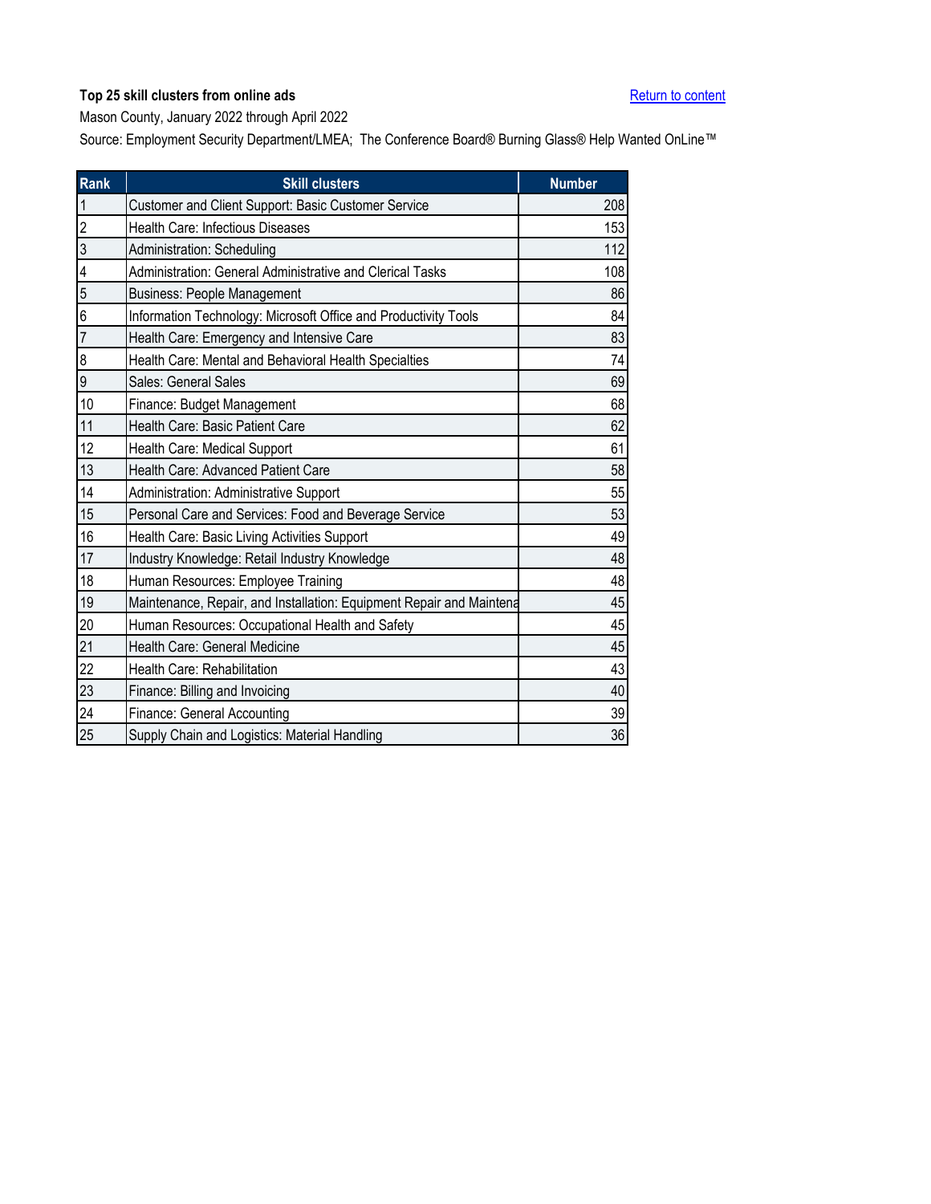**Top 25 skill clusters from online ads**

Return to content

Mason County, January 2022 through April 2022

Source: Employment Security Department/LMEA; The Conference Board® Burning Glass® Help Wanted OnLine™

| Rank | Skill clusters | Number |
|---|---|---|
| 1 | Customer and Client Support: Basic Customer Service | 208 |
| 2 | Health Care: Infectious Diseases | 153 |
| 3 | Administration: Scheduling | 112 |
| 4 | Administration: General Administrative and Clerical Tasks | 108 |
| 5 | Business: People Management | 86 |
| 6 | Information Technology: Microsoft Office and Productivity Tools | 84 |
| 7 | Health Care: Emergency and Intensive Care | 83 |
| 8 | Health Care: Mental and Behavioral Health Specialties | 74 |
| 9 | Sales: General Sales | 69 |
| 10 | Finance: Budget Management | 68 |
| 11 | Health Care: Basic Patient Care | 62 |
| 12 | Health Care: Medical Support | 61 |
| 13 | Health Care: Advanced Patient Care | 58 |
| 14 | Administration: Administrative Support | 55 |
| 15 | Personal Care and Services: Food and Beverage Service | 53 |
| 16 | Health Care: Basic Living Activities Support | 49 |
| 17 | Industry Knowledge: Retail Industry Knowledge | 48 |
| 18 | Human Resources: Employee Training | 48 |
| 19 | Maintenance, Repair, and Installation: Equipment Repair and Maintena | 45 |
| 20 | Human Resources: Occupational Health and Safety | 45 |
| 21 | Health Care: General Medicine | 45 |
| 22 | Health Care: Rehabilitation | 43 |
| 23 | Finance: Billing and Invoicing | 40 |
| 24 | Finance: General Accounting | 39 |
| 25 | Supply Chain and Logistics: Material Handling | 36 |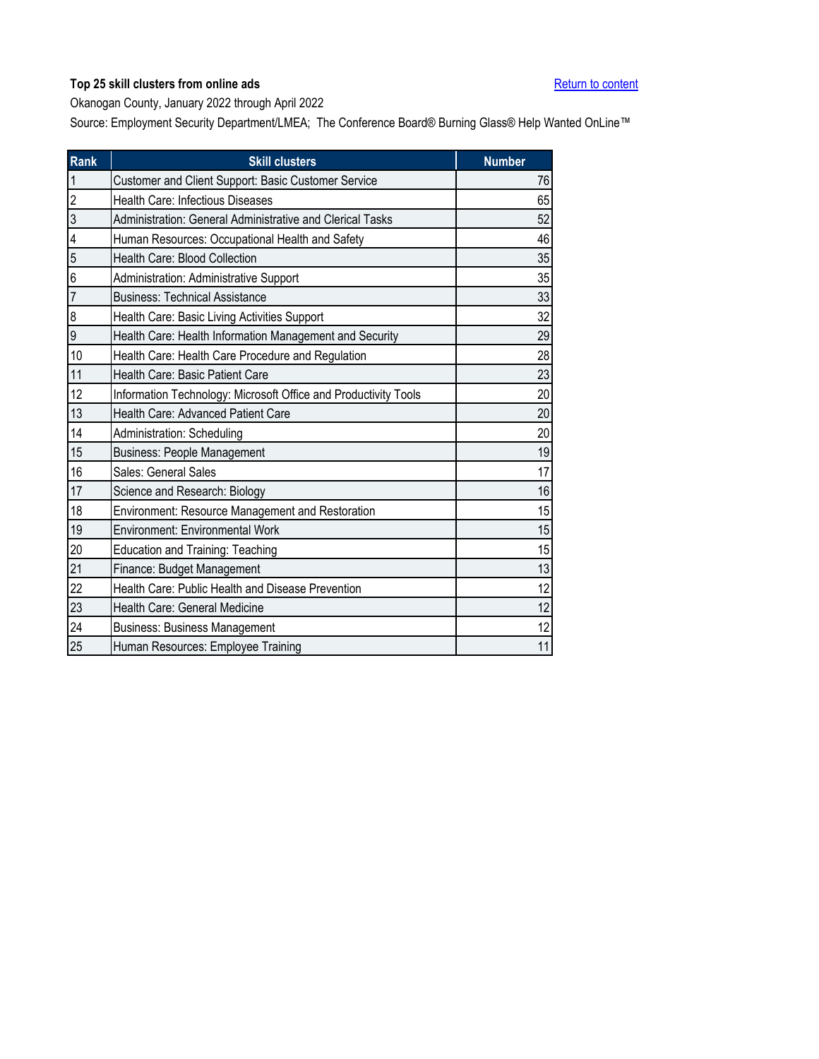**Top 25 skill clusters from online ads**

Return to content

Okanogan County, January 2022 through April 2022

Source: Employment Security Department/LMEA; The Conference Board® Burning Glass® Help Wanted OnLine™

| Rank | Skill clusters | Number |
|---|---|---|
| 1 | Customer and Client Support: Basic Customer Service | 76 |
| 2 | Health Care: Infectious Diseases | 65 |
| 3 | Administration: General Administrative and Clerical Tasks | 52 |
| 4 | Human Resources: Occupational Health and Safety | 46 |
| 5 | Health Care: Blood Collection | 35 |
| 6 | Administration: Administrative Support | 35 |
| 7 | Business: Technical Assistance | 33 |
| 8 | Health Care: Basic Living Activities Support | 32 |
| 9 | Health Care: Health Information Management and Security | 29 |
| 10 | Health Care: Health Care Procedure and Regulation | 28 |
| 11 | Health Care: Basic Patient Care | 23 |
| 12 | Information Technology: Microsoft Office and Productivity Tools | 20 |
| 13 | Health Care: Advanced Patient Care | 20 |
| 14 | Administration: Scheduling | 20 |
| 15 | Business: People Management | 19 |
| 16 | Sales: General Sales | 17 |
| 17 | Science and Research: Biology | 16 |
| 18 | Environment: Resource Management and Restoration | 15 |
| 19 | Environment: Environmental Work | 15 |
| 20 | Education and Training: Teaching | 15 |
| 21 | Finance: Budget Management | 13 |
| 22 | Health Care: Public Health and Disease Prevention | 12 |
| 23 | Health Care: General Medicine | 12 |
| 24 | Business: Business Management | 12 |
| 25 | Human Resources: Employee Training | 11 |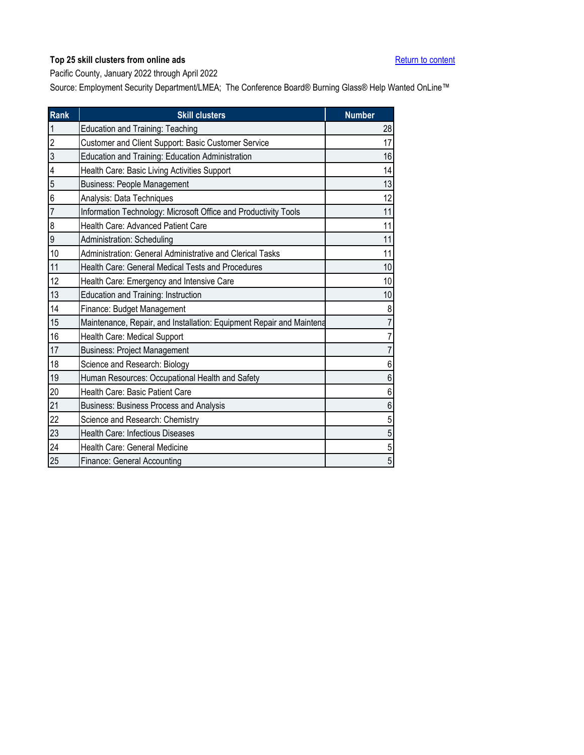**Top 25 skill clusters from online ads**

Return to content

Pacific County, January 2022 through April 2022

Source: Employment Security Department/LMEA; The Conference Board® Burning Glass® Help Wanted OnLine™

| Rank | Skill clusters | Number |
|---|---|---|
| 1 | Education and Training: Teaching | 28 |
| 2 | Customer and Client Support: Basic Customer Service | 17 |
| 3 | Education and Training: Education Administration | 16 |
| 4 | Health Care: Basic Living Activities Support | 14 |
| 5 | Business: People Management | 13 |
| 6 | Analysis: Data Techniques | 12 |
| 7 | Information Technology: Microsoft Office and Productivity Tools | 11 |
| 8 | Health Care: Advanced Patient Care | 11 |
| 9 | Administration: Scheduling | 11 |
| 10 | Administration: General Administrative and Clerical Tasks | 11 |
| 11 | Health Care: General Medical Tests and Procedures | 10 |
| 12 | Health Care: Emergency and Intensive Care | 10 |
| 13 | Education and Training: Instruction | 10 |
| 14 | Finance: Budget Management | 8 |
| 15 | Maintenance, Repair, and Installation: Equipment Repair and Maintena | 7 |
| 16 | Health Care: Medical Support | 7 |
| 17 | Business: Project Management | 7 |
| 18 | Science and Research: Biology | 6 |
| 19 | Human Resources: Occupational Health and Safety | 6 |
| 20 | Health Care: Basic Patient Care | 6 |
| 21 | Business: Business Process and Analysis | 6 |
| 22 | Science and Research: Chemistry | 5 |
| 23 | Health Care: Infectious Diseases | 5 |
| 24 | Health Care: General Medicine | 5 |
| 25 | Finance: General Accounting | 5 |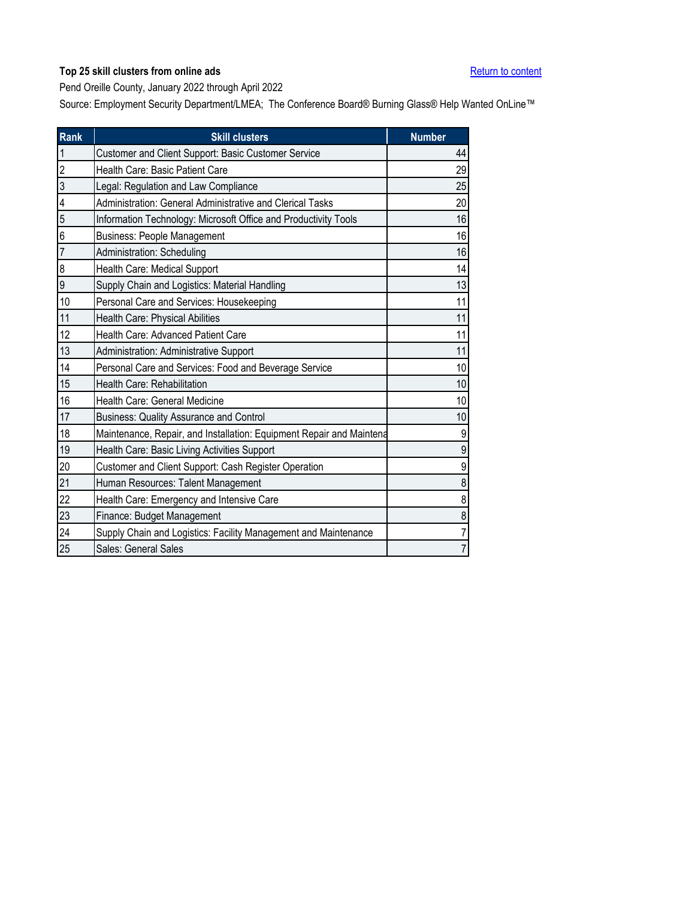**Top 25 skill clusters from online ads**

Return to content

Pend Oreille County, January 2022 through April 2022

Source: Employment Security Department/LMEA; The Conference Board® Burning Glass® Help Wanted OnLine™

| Rank | Skill clusters | Number |
|---|---|---|
| 1 | Customer and Client Support: Basic Customer Service | 44 |
| 2 | Health Care: Basic Patient Care | 29 |
| 3 | Legal: Regulation and Law Compliance | 25 |
| 4 | Administration: General Administrative and Clerical Tasks | 20 |
| 5 | Information Technology: Microsoft Office and Productivity Tools | 16 |
| 6 | Business: People Management | 16 |
| 7 | Administration: Scheduling | 16 |
| 8 | Health Care: Medical Support | 14 |
| 9 | Supply Chain and Logistics: Material Handling | 13 |
| 10 | Personal Care and Services: Housekeeping | 11 |
| 11 | Health Care: Physical Abilities | 11 |
| 12 | Health Care: Advanced Patient Care | 11 |
| 13 | Administration: Administrative Support | 11 |
| 14 | Personal Care and Services: Food and Beverage Service | 10 |
| 15 | Health Care: Rehabilitation | 10 |
| 16 | Health Care: General Medicine | 10 |
| 17 | Business: Quality Assurance and Control | 10 |
| 18 | Maintenance, Repair, and Installation: Equipment Repair and Maintena | 9 |
| 19 | Health Care: Basic Living Activities Support | 9 |
| 20 | Customer and Client Support: Cash Register Operation | 9 |
| 21 | Human Resources: Talent Management | 8 |
| 22 | Health Care: Emergency and Intensive Care | 8 |
| 23 | Finance: Budget Management | 8 |
| 24 | Supply Chain and Logistics: Facility Management and Maintenance | 7 |
| 25 | Sales: General Sales | 7 |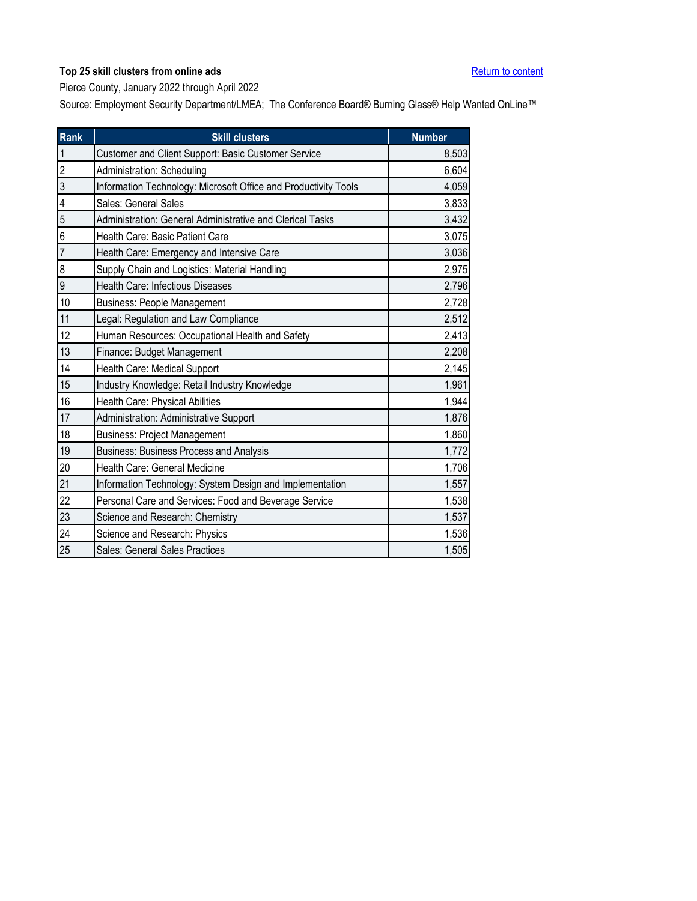**Top 25 skill clusters from online ads**

Return to content

Pierce County, January 2022 through April 2022

Source: Employment Security Department/LMEA; The Conference Board® Burning Glass® Help Wanted OnLine™

| Rank | Skill clusters | Number |
|---|---|---|
| 1 | Customer and Client Support: Basic Customer Service | 8,503 |
| 2 | Administration: Scheduling | 6,604 |
| 3 | Information Technology: Microsoft Office and Productivity Tools | 4,059 |
| 4 | Sales: General Sales | 3,833 |
| 5 | Administration: General Administrative and Clerical Tasks | 3,432 |
| 6 | Health Care: Basic Patient Care | 3,075 |
| 7 | Health Care: Emergency and Intensive Care | 3,036 |
| 8 | Supply Chain and Logistics: Material Handling | 2,975 |
| 9 | Health Care: Infectious Diseases | 2,796 |
| 10 | Business: People Management | 2,728 |
| 11 | Legal: Regulation and Law Compliance | 2,512 |
| 12 | Human Resources: Occupational Health and Safety | 2,413 |
| 13 | Finance: Budget Management | 2,208 |
| 14 | Health Care: Medical Support | 2,145 |
| 15 | Industry Knowledge: Retail Industry Knowledge | 1,961 |
| 16 | Health Care: Physical Abilities | 1,944 |
| 17 | Administration: Administrative Support | 1,876 |
| 18 | Business: Project Management | 1,860 |
| 19 | Business: Business Process and Analysis | 1,772 |
| 20 | Health Care: General Medicine | 1,706 |
| 21 | Information Technology: System Design and Implementation | 1,557 |
| 22 | Personal Care and Services: Food and Beverage Service | 1,538 |
| 23 | Science and Research: Chemistry | 1,537 |
| 24 | Science and Research: Physics | 1,536 |
| 25 | Sales: General Sales Practices | 1,505 |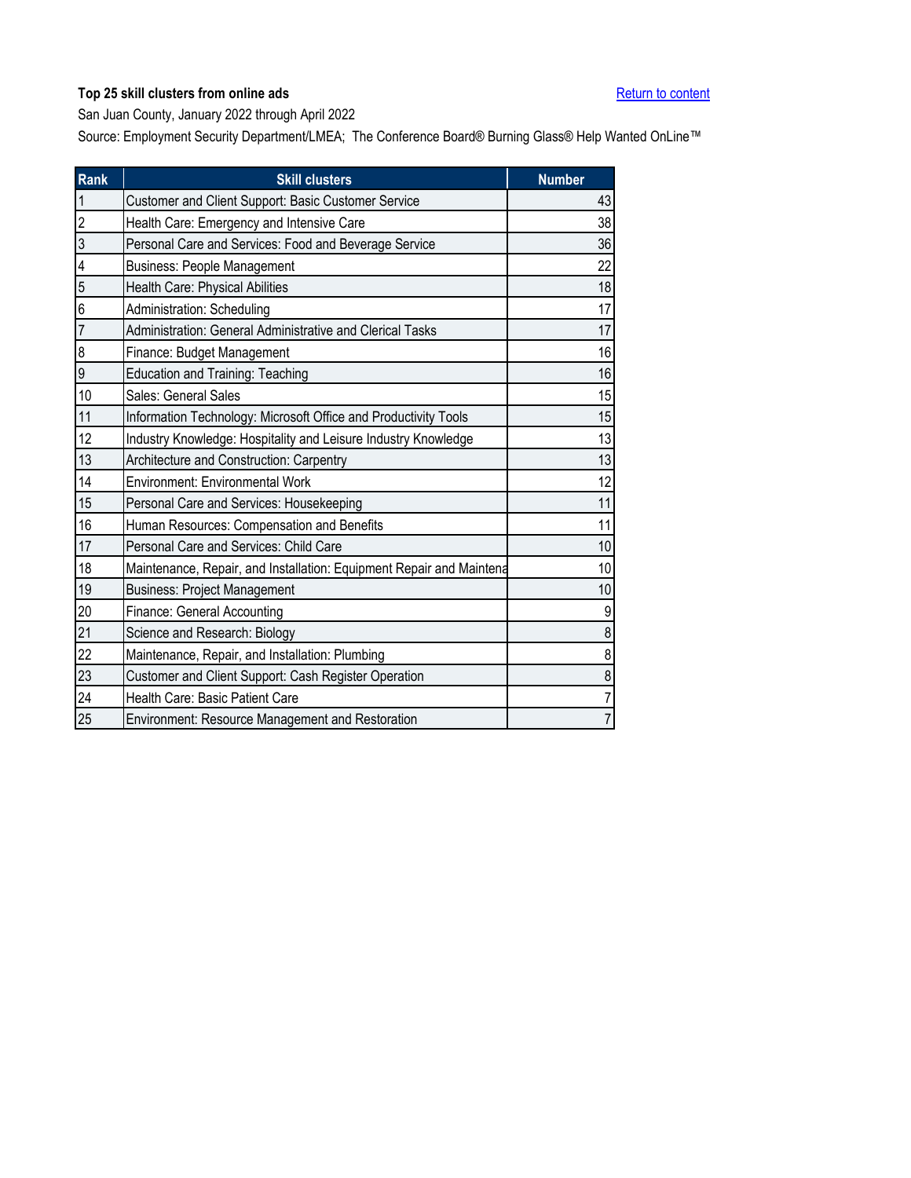**Top 25 skill clusters from online ads**

Return to content

San Juan County, January 2022 through April 2022

Source: Employment Security Department/LMEA; The Conference Board® Burning Glass® Help Wanted OnLine™

| Rank | Skill clusters | Number |
|---|---|---|
| 1 | Customer and Client Support: Basic Customer Service | 43 |
| 2 | Health Care: Emergency and Intensive Care | 38 |
| 3 | Personal Care and Services: Food and Beverage Service | 36 |
| 4 | Business: People Management | 22 |
| 5 | Health Care: Physical Abilities | 18 |
| 6 | Administration: Scheduling | 17 |
| 7 | Administration: General Administrative and Clerical Tasks | 17 |
| 8 | Finance: Budget Management | 16 |
| 9 | Education and Training: Teaching | 16 |
| 10 | Sales: General Sales | 15 |
| 11 | Information Technology: Microsoft Office and Productivity Tools | 15 |
| 12 | Industry Knowledge: Hospitality and Leisure Industry Knowledge | 13 |
| 13 | Architecture and Construction: Carpentry | 13 |
| 14 | Environment: Environmental Work | 12 |
| 15 | Personal Care and Services: Housekeeping | 11 |
| 16 | Human Resources: Compensation and Benefits | 11 |
| 17 | Personal Care and Services: Child Care | 10 |
| 18 | Maintenance, Repair, and Installation: Equipment Repair and Maintena | 10 |
| 19 | Business: Project Management | 10 |
| 20 | Finance: General Accounting | 9 |
| 21 | Science and Research: Biology | 8 |
| 22 | Maintenance, Repair, and Installation: Plumbing | 8 |
| 23 | Customer and Client Support: Cash Register Operation | 8 |
| 24 | Health Care: Basic Patient Care | 7 |
| 25 | Environment: Resource Management and Restoration | 7 |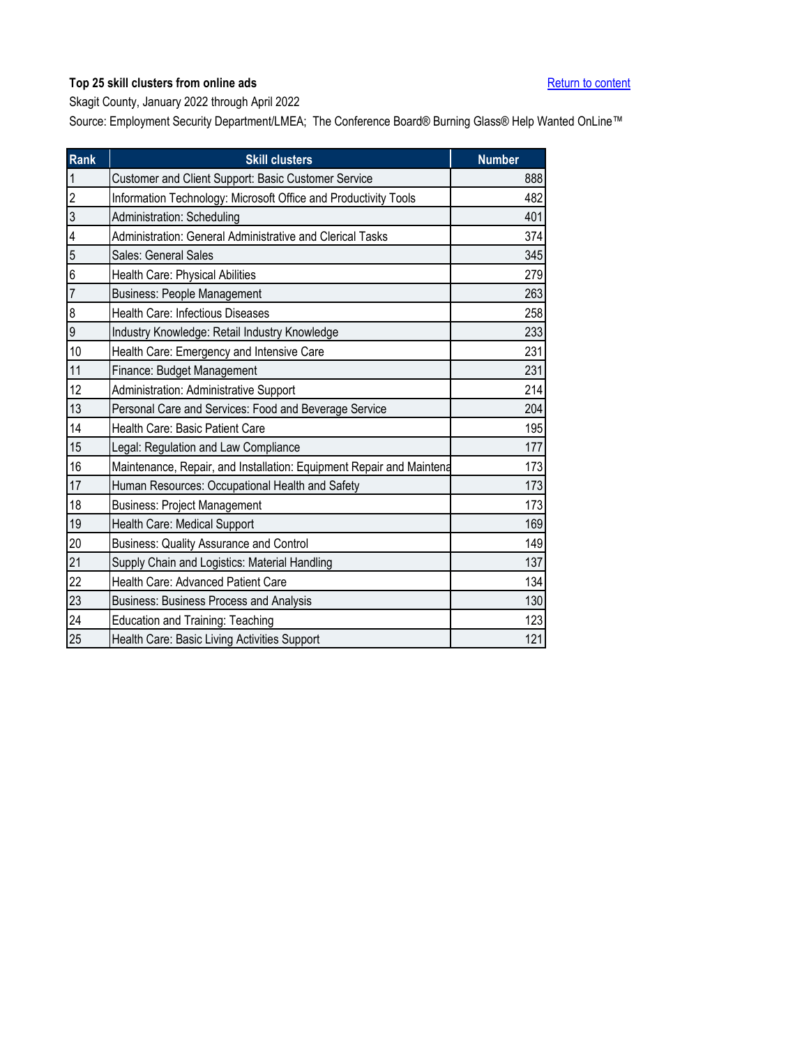**Top 25 skill clusters from online ads**

Return to content

Skagit County, January 2022 through April 2022

Source: Employment Security Department/LMEA; The Conference Board® Burning Glass® Help Wanted OnLine™

| Rank | Skill clusters | Number |
|---|---|---|
| 1 | Customer and Client Support: Basic Customer Service | 888 |
| 2 | Information Technology: Microsoft Office and Productivity Tools | 482 |
| 3 | Administration: Scheduling | 401 |
| 4 | Administration: General Administrative and Clerical Tasks | 374 |
| 5 | Sales: General Sales | 345 |
| 6 | Health Care: Physical Abilities | 279 |
| 7 | Business: People Management | 263 |
| 8 | Health Care: Infectious Diseases | 258 |
| 9 | Industry Knowledge: Retail Industry Knowledge | 233 |
| 10 | Health Care: Emergency and Intensive Care | 231 |
| 11 | Finance: Budget Management | 231 |
| 12 | Administration: Administrative Support | 214 |
| 13 | Personal Care and Services: Food and Beverage Service | 204 |
| 14 | Health Care: Basic Patient Care | 195 |
| 15 | Legal: Regulation and Law Compliance | 177 |
| 16 | Maintenance, Repair, and Installation: Equipment Repair and Maintena | 173 |
| 17 | Human Resources: Occupational Health and Safety | 173 |
| 18 | Business: Project Management | 173 |
| 19 | Health Care: Medical Support | 169 |
| 20 | Business: Quality Assurance and Control | 149 |
| 21 | Supply Chain and Logistics: Material Handling | 137 |
| 22 | Health Care: Advanced Patient Care | 134 |
| 23 | Business: Business Process and Analysis | 130 |
| 24 | Education and Training: Teaching | 123 |
| 25 | Health Care: Basic Living Activities Support | 121 |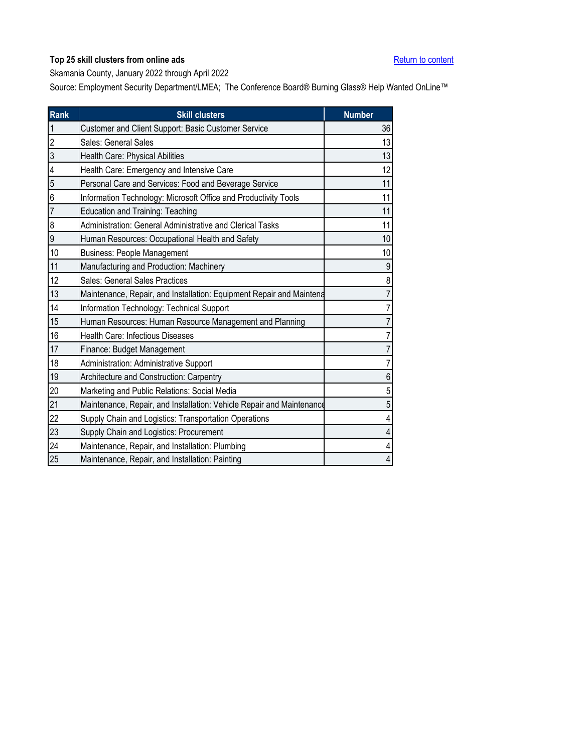**Top 25 skill clusters from online ads**

Return to content

Skamania County, January 2022 through April 2022

Source: Employment Security Department/LMEA; The Conference Board® Burning Glass® Help Wanted OnLine™

| Rank | Skill clusters | Number |
|---|---|---|
| 1 | Customer and Client Support: Basic Customer Service | 36 |
| 2 | Sales: General Sales | 13 |
| 3 | Health Care: Physical Abilities | 13 |
| 4 | Health Care: Emergency and Intensive Care | 12 |
| 5 | Personal Care and Services: Food and Beverage Service | 11 |
| 6 | Information Technology: Microsoft Office and Productivity Tools | 11 |
| 7 | Education and Training: Teaching | 11 |
| 8 | Administration: General Administrative and Clerical Tasks | 11 |
| 9 | Human Resources: Occupational Health and Safety | 10 |
| 10 | Business: People Management | 10 |
| 11 | Manufacturing and Production: Machinery | 9 |
| 12 | Sales: General Sales Practices | 8 |
| 13 | Maintenance, Repair, and Installation: Equipment Repair and Maintena | 7 |
| 14 | Information Technology: Technical Support | 7 |
| 15 | Human Resources: Human Resource Management and Planning | 7 |
| 16 | Health Care: Infectious Diseases | 7 |
| 17 | Finance: Budget Management | 7 |
| 18 | Administration: Administrative Support | 7 |
| 19 | Architecture and Construction: Carpentry | 6 |
| 20 | Marketing and Public Relations: Social Media | 5 |
| 21 | Maintenance, Repair, and Installation: Vehicle Repair and Maintenance | 5 |
| 22 | Supply Chain and Logistics: Transportation Operations | 4 |
| 23 | Supply Chain and Logistics: Procurement | 4 |
| 24 | Maintenance, Repair, and Installation: Plumbing | 4 |
| 25 | Maintenance, Repair, and Installation: Painting | 4 |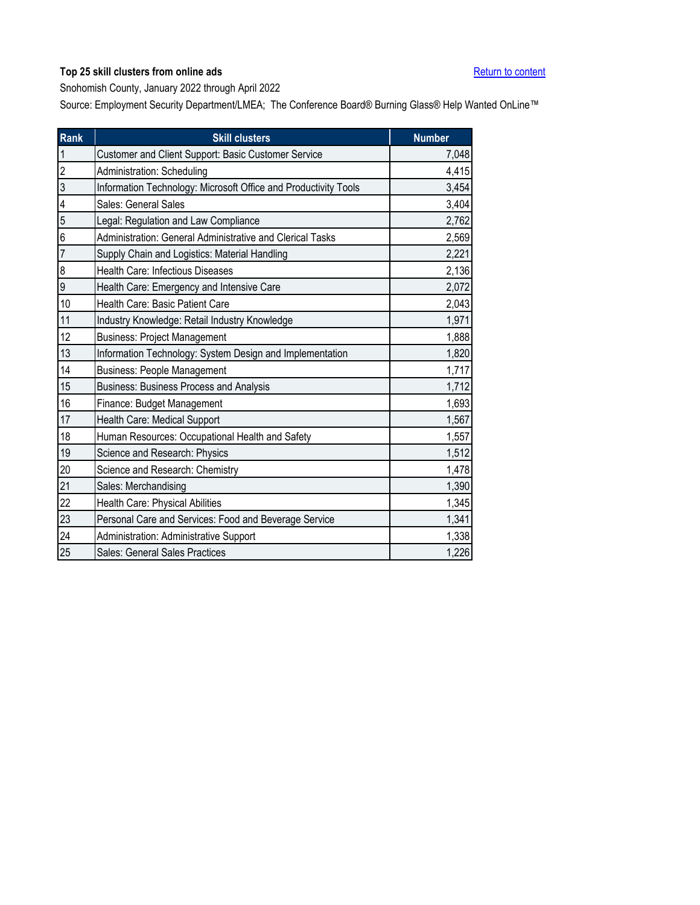**Top 25 skill clusters from online ads**

Return to content

Snohomish County, January 2022 through April 2022

Source: Employment Security Department/LMEA; The Conference Board® Burning Glass® Help Wanted OnLine™

| Rank | Skill clusters | Number |
|---|---|---|
| 1 | Customer and Client Support: Basic Customer Service | 7,048 |
| 2 | Administration: Scheduling | 4,415 |
| 3 | Information Technology: Microsoft Office and Productivity Tools | 3,454 |
| 4 | Sales: General Sales | 3,404 |
| 5 | Legal: Regulation and Law Compliance | 2,762 |
| 6 | Administration: General Administrative and Clerical Tasks | 2,569 |
| 7 | Supply Chain and Logistics: Material Handling | 2,221 |
| 8 | Health Care: Infectious Diseases | 2,136 |
| 9 | Health Care: Emergency and Intensive Care | 2,072 |
| 10 | Health Care: Basic Patient Care | 2,043 |
| 11 | Industry Knowledge: Retail Industry Knowledge | 1,971 |
| 12 | Business: Project Management | 1,888 |
| 13 | Information Technology: System Design and Implementation | 1,820 |
| 14 | Business: People Management | 1,717 |
| 15 | Business: Business Process and Analysis | 1,712 |
| 16 | Finance: Budget Management | 1,693 |
| 17 | Health Care: Medical Support | 1,567 |
| 18 | Human Resources: Occupational Health and Safety | 1,557 |
| 19 | Science and Research: Physics | 1,512 |
| 20 | Science and Research: Chemistry | 1,478 |
| 21 | Sales: Merchandising | 1,390 |
| 22 | Health Care: Physical Abilities | 1,345 |
| 23 | Personal Care and Services: Food and Beverage Service | 1,341 |
| 24 | Administration: Administrative Support | 1,338 |
| 25 | Sales: General Sales Practices | 1,226 |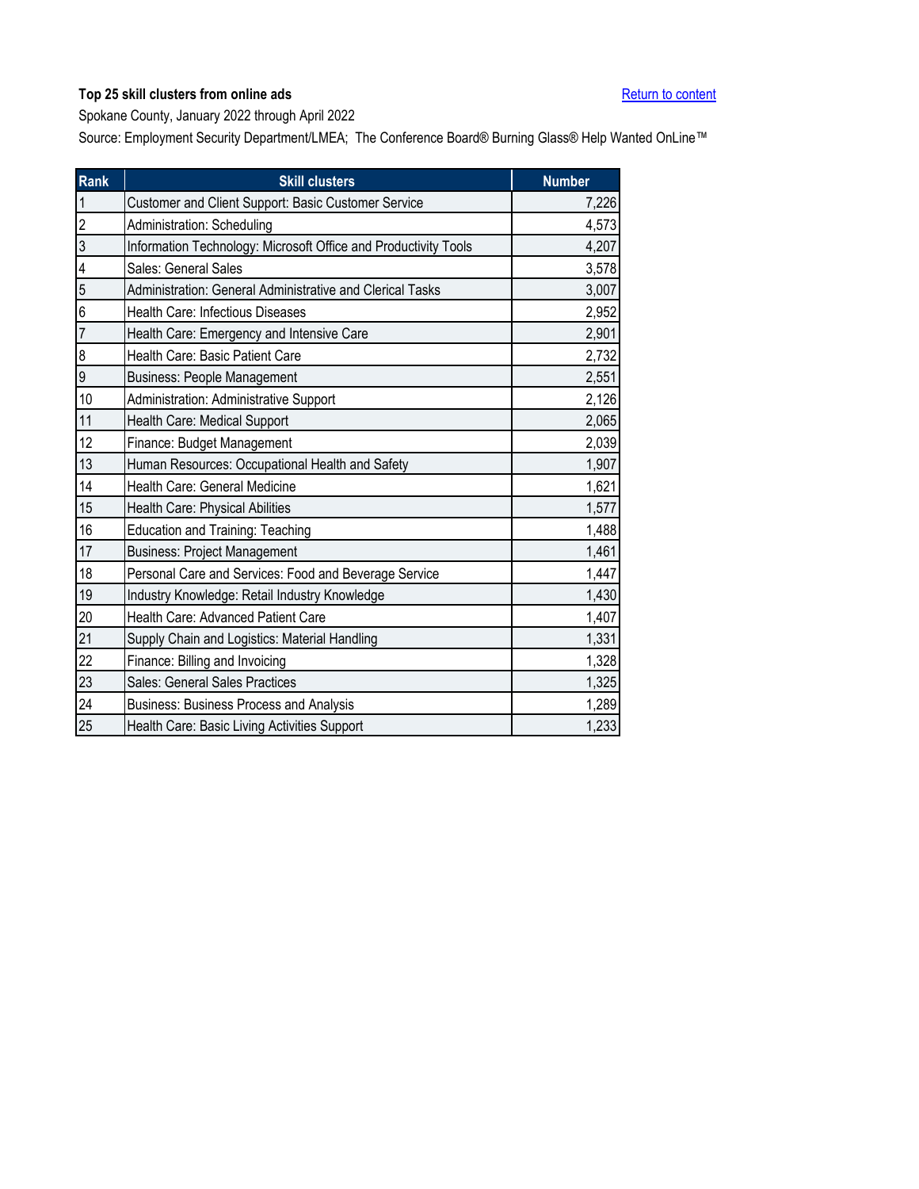**Top 25 skill clusters from online ads**

Return to content

Spokane County, January 2022 through April 2022

Source: Employment Security Department/LMEA; The Conference Board® Burning Glass® Help Wanted OnLine™

| Rank | Skill clusters | Number |
|---|---|---|
| 1 | Customer and Client Support: Basic Customer Service | 7,226 |
| 2 | Administration: Scheduling | 4,573 |
| 3 | Information Technology: Microsoft Office and Productivity Tools | 4,207 |
| 4 | Sales: General Sales | 3,578 |
| 5 | Administration: General Administrative and Clerical Tasks | 3,007 |
| 6 | Health Care: Infectious Diseases | 2,952 |
| 7 | Health Care: Emergency and Intensive Care | 2,901 |
| 8 | Health Care: Basic Patient Care | 2,732 |
| 9 | Business: People Management | 2,551 |
| 10 | Administration: Administrative Support | 2,126 |
| 11 | Health Care: Medical Support | 2,065 |
| 12 | Finance: Budget Management | 2,039 |
| 13 | Human Resources: Occupational Health and Safety | 1,907 |
| 14 | Health Care: General Medicine | 1,621 |
| 15 | Health Care: Physical Abilities | 1,577 |
| 16 | Education and Training: Teaching | 1,488 |
| 17 | Business: Project Management | 1,461 |
| 18 | Personal Care and Services: Food and Beverage Service | 1,447 |
| 19 | Industry Knowledge: Retail Industry Knowledge | 1,430 |
| 20 | Health Care: Advanced Patient Care | 1,407 |
| 21 | Supply Chain and Logistics: Material Handling | 1,331 |
| 22 | Finance: Billing and Invoicing | 1,328 |
| 23 | Sales: General Sales Practices | 1,325 |
| 24 | Business: Business Process and Analysis | 1,289 |
| 25 | Health Care: Basic Living Activities Support | 1,233 |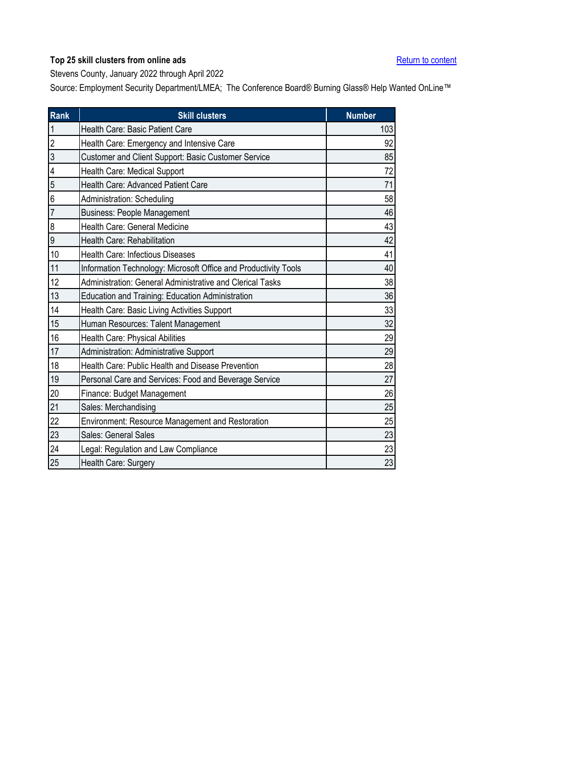**Top 25 skill clusters from online ads**

Return to content

Stevens County, January 2022 through April 2022

Source: Employment Security Department/LMEA; The Conference Board® Burning Glass® Help Wanted OnLine™

| Rank | Skill clusters | Number |
|---|---|---|
| 1 | Health Care: Basic Patient Care | 103 |
| 2 | Health Care: Emergency and Intensive Care | 92 |
| 3 | Customer and Client Support: Basic Customer Service | 85 |
| 4 | Health Care: Medical Support | 72 |
| 5 | Health Care: Advanced Patient Care | 71 |
| 6 | Administration: Scheduling | 58 |
| 7 | Business: People Management | 46 |
| 8 | Health Care: General Medicine | 43 |
| 9 | Health Care: Rehabilitation | 42 |
| 10 | Health Care: Infectious Diseases | 41 |
| 11 | Information Technology: Microsoft Office and Productivity Tools | 40 |
| 12 | Administration: General Administrative and Clerical Tasks | 38 |
| 13 | Education and Training: Education Administration | 36 |
| 14 | Health Care: Basic Living Activities Support | 33 |
| 15 | Human Resources: Talent Management | 32 |
| 16 | Health Care: Physical Abilities | 29 |
| 17 | Administration: Administrative Support | 29 |
| 18 | Health Care: Public Health and Disease Prevention | 28 |
| 19 | Personal Care and Services: Food and Beverage Service | 27 |
| 20 | Finance: Budget Management | 26 |
| 21 | Sales: Merchandising | 25 |
| 22 | Environment: Resource Management and Restoration | 25 |
| 23 | Sales: General Sales | 23 |
| 24 | Legal: Regulation and Law Compliance | 23 |
| 25 | Health Care: Surgery | 23 |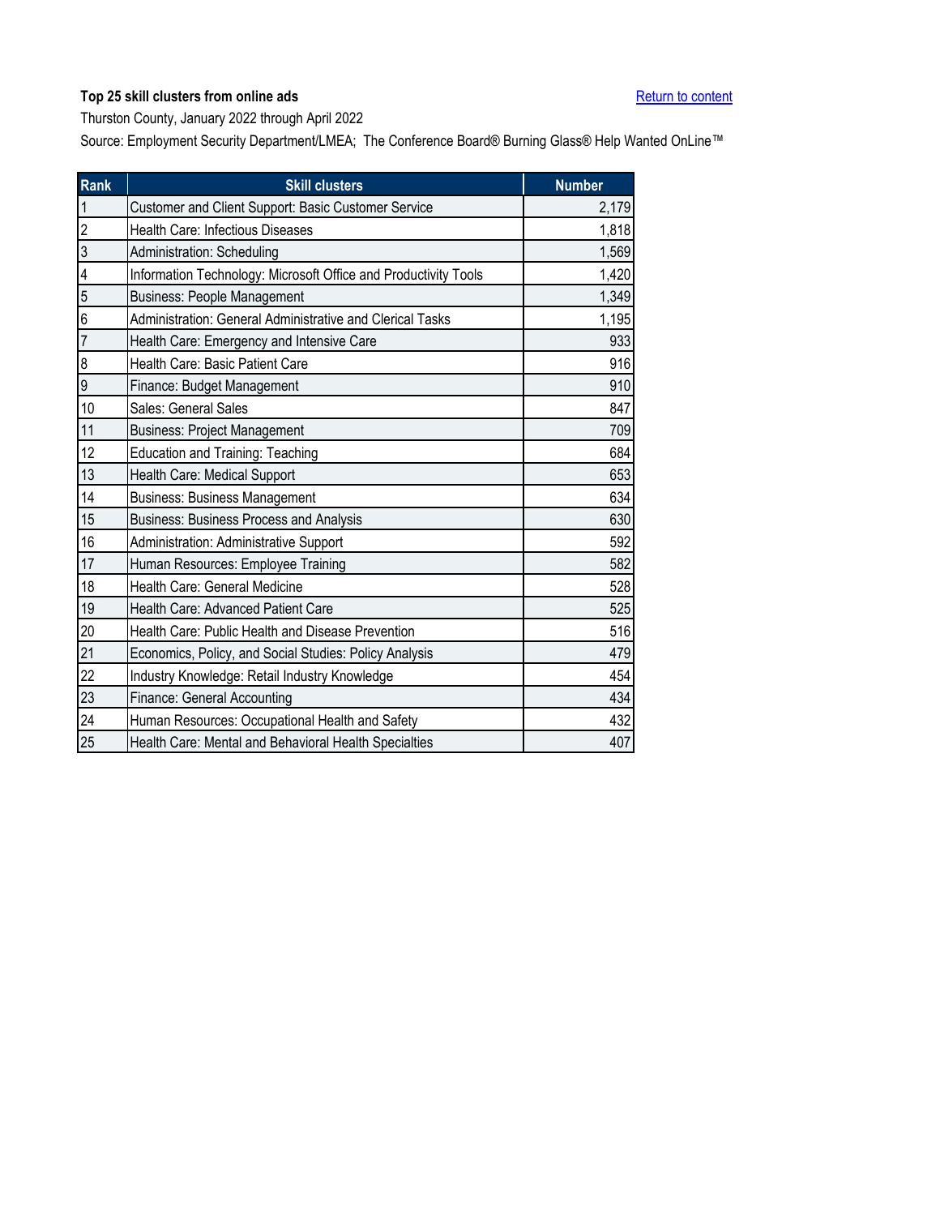**Top 25 skill clusters from online ads**

Return to content

Thurston County, January 2022 through April 2022

Source: Employment Security Department/LMEA; The Conference Board® Burning Glass® Help Wanted OnLine™

| Rank | Skill clusters | Number |
|---|---|---|
| 1 | Customer and Client Support: Basic Customer Service | 2,179 |
| 2 | Health Care: Infectious Diseases | 1,818 |
| 3 | Administration: Scheduling | 1,569 |
| 4 | Information Technology: Microsoft Office and Productivity Tools | 1,420 |
| 5 | Business: People Management | 1,349 |
| 6 | Administration: General Administrative and Clerical Tasks | 1,195 |
| 7 | Health Care: Emergency and Intensive Care | 933 |
| 8 | Health Care: Basic Patient Care | 916 |
| 9 | Finance: Budget Management | 910 |
| 10 | Sales: General Sales | 847 |
| 11 | Business: Project Management | 709 |
| 12 | Education and Training: Teaching | 684 |
| 13 | Health Care: Medical Support | 653 |
| 14 | Business: Business Management | 634 |
| 15 | Business: Business Process and Analysis | 630 |
| 16 | Administration: Administrative Support | 592 |
| 17 | Human Resources: Employee Training | 582 |
| 18 | Health Care: General Medicine | 528 |
| 19 | Health Care: Advanced Patient Care | 525 |
| 20 | Health Care: Public Health and Disease Prevention | 516 |
| 21 | Economics, Policy, and Social Studies: Policy Analysis | 479 |
| 22 | Industry Knowledge: Retail Industry Knowledge | 454 |
| 23 | Finance: General Accounting | 434 |
| 24 | Human Resources: Occupational Health and Safety | 432 |
| 25 | Health Care: Mental and Behavioral Health Specialties | 407 |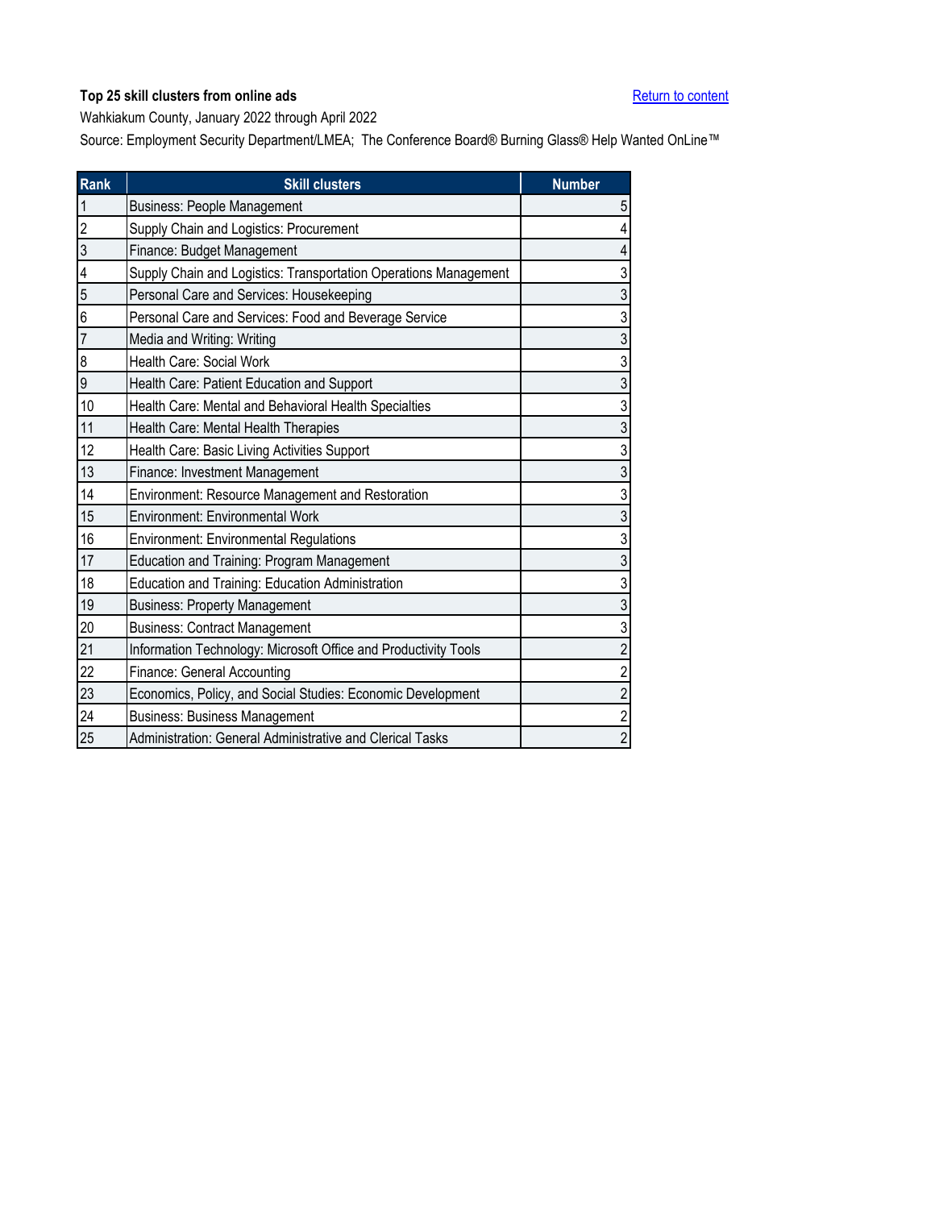**Top 25 skill clusters from online ads**

Return to content

Wahkiakum County, January 2022 through April 2022

Source: Employment Security Department/LMEA; The Conference Board® Burning Glass® Help Wanted OnLine™

| Rank | Skill clusters | Number |
|---|---|---|
| 1 | Business: People Management | 5 |
| 2 | Supply Chain and Logistics: Procurement | 4 |
| 3 | Finance: Budget Management | 4 |
| 4 | Supply Chain and Logistics: Transportation Operations Management | 3 |
| 5 | Personal Care and Services: Housekeeping | 3 |
| 6 | Personal Care and Services: Food and Beverage Service | 3 |
| 7 | Media and Writing: Writing | 3 |
| 8 | Health Care: Social Work | 3 |
| 9 | Health Care: Patient Education and Support | 3 |
| 10 | Health Care: Mental and Behavioral Health Specialties | 3 |
| 11 | Health Care: Mental Health Therapies | 3 |
| 12 | Health Care: Basic Living Activities Support | 3 |
| 13 | Finance: Investment Management | 3 |
| 14 | Environment: Resource Management and Restoration | 3 |
| 15 | Environment: Environmental Work | 3 |
| 16 | Environment: Environmental Regulations | 3 |
| 17 | Education and Training: Program Management | 3 |
| 18 | Education and Training: Education Administration | 3 |
| 19 | Business: Property Management | 3 |
| 20 | Business: Contract Management | 3 |
| 21 | Information Technology: Microsoft Office and Productivity Tools | 2 |
| 22 | Finance: General Accounting | 2 |
| 23 | Economics, Policy, and Social Studies: Economic Development | 2 |
| 24 | Business: Business Management | 2 |
| 25 | Administration: General Administrative and Clerical Tasks | 2 |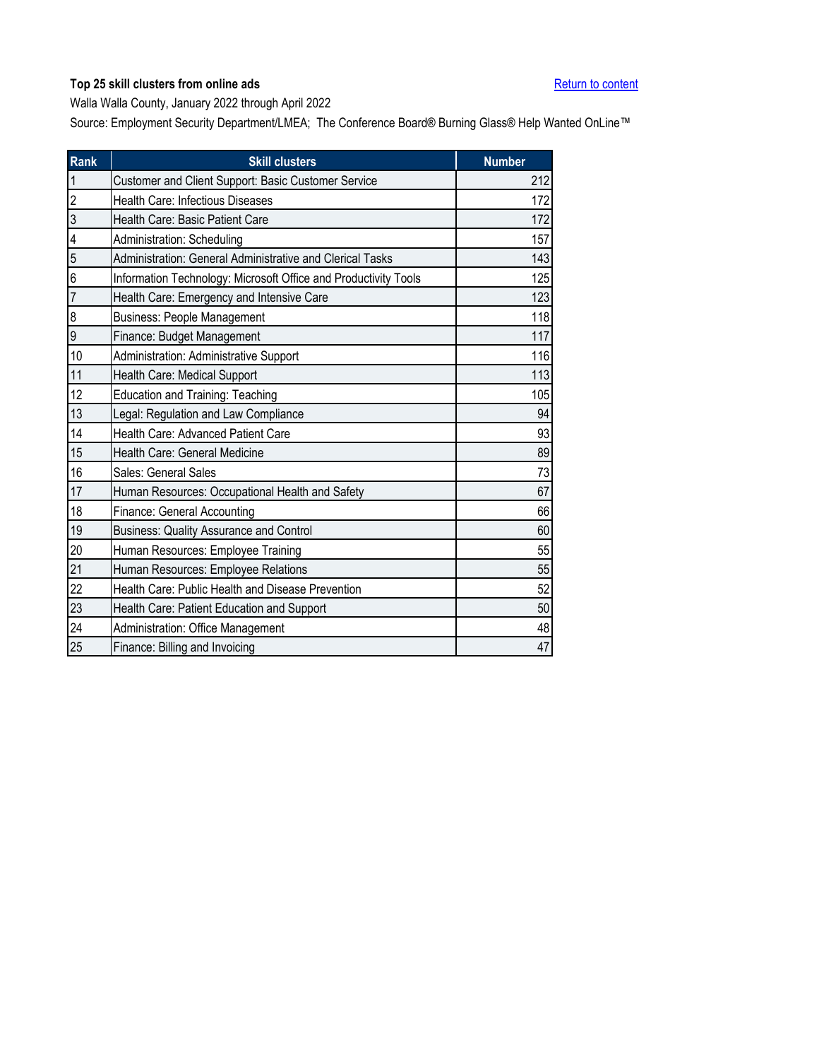**Top 25 skill clusters from online ads**

Return to content

Walla Walla County, January 2022 through April 2022

Source: Employment Security Department/LMEA; The Conference Board® Burning Glass® Help Wanted OnLine™

| Rank | Skill clusters | Number |
|---|---|---|
| 1 | Customer and Client Support: Basic Customer Service | 212 |
| 2 | Health Care: Infectious Diseases | 172 |
| 3 | Health Care: Basic Patient Care | 172 |
| 4 | Administration: Scheduling | 157 |
| 5 | Administration: General Administrative and Clerical Tasks | 143 |
| 6 | Information Technology: Microsoft Office and Productivity Tools | 125 |
| 7 | Health Care: Emergency and Intensive Care | 123 |
| 8 | Business: People Management | 118 |
| 9 | Finance: Budget Management | 117 |
| 10 | Administration: Administrative Support | 116 |
| 11 | Health Care: Medical Support | 113 |
| 12 | Education and Training: Teaching | 105 |
| 13 | Legal: Regulation and Law Compliance | 94 |
| 14 | Health Care: Advanced Patient Care | 93 |
| 15 | Health Care: General Medicine | 89 |
| 16 | Sales: General Sales | 73 |
| 17 | Human Resources: Occupational Health and Safety | 67 |
| 18 | Finance: General Accounting | 66 |
| 19 | Business: Quality Assurance and Control | 60 |
| 20 | Human Resources: Employee Training | 55 |
| 21 | Human Resources: Employee Relations | 55 |
| 22 | Health Care: Public Health and Disease Prevention | 52 |
| 23 | Health Care: Patient Education and Support | 50 |
| 24 | Administration: Office Management | 48 |
| 25 | Finance: Billing and Invoicing | 47 |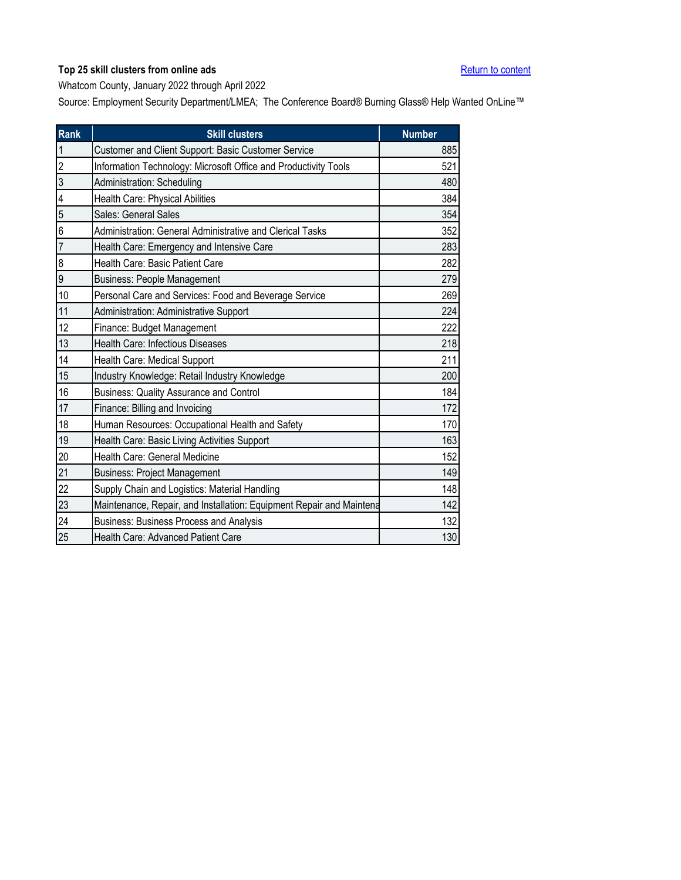**Top 25 skill clusters from online ads**

Return to content

Whatcom County, January 2022 through April 2022

Source: Employment Security Department/LMEA; The Conference Board® Burning Glass® Help Wanted OnLine™

| Rank | Skill clusters | Number |
|---|---|---|
| 1 | Customer and Client Support: Basic Customer Service | 885 |
| 2 | Information Technology: Microsoft Office and Productivity Tools | 521 |
| 3 | Administration: Scheduling | 480 |
| 4 | Health Care: Physical Abilities | 384 |
| 5 | Sales: General Sales | 354 |
| 6 | Administration: General Administrative and Clerical Tasks | 352 |
| 7 | Health Care: Emergency and Intensive Care | 283 |
| 8 | Health Care: Basic Patient Care | 282 |
| 9 | Business: People Management | 279 |
| 10 | Personal Care and Services: Food and Beverage Service | 269 |
| 11 | Administration: Administrative Support | 224 |
| 12 | Finance: Budget Management | 222 |
| 13 | Health Care: Infectious Diseases | 218 |
| 14 | Health Care: Medical Support | 211 |
| 15 | Industry Knowledge: Retail Industry Knowledge | 200 |
| 16 | Business: Quality Assurance and Control | 184 |
| 17 | Finance: Billing and Invoicing | 172 |
| 18 | Human Resources: Occupational Health and Safety | 170 |
| 19 | Health Care: Basic Living Activities Support | 163 |
| 20 | Health Care: General Medicine | 152 |
| 21 | Business: Project Management | 149 |
| 22 | Supply Chain and Logistics: Material Handling | 148 |
| 23 | Maintenance, Repair, and Installation: Equipment Repair and Maintena | 142 |
| 24 | Business: Business Process and Analysis | 132 |
| 25 | Health Care: Advanced Patient Care | 130 |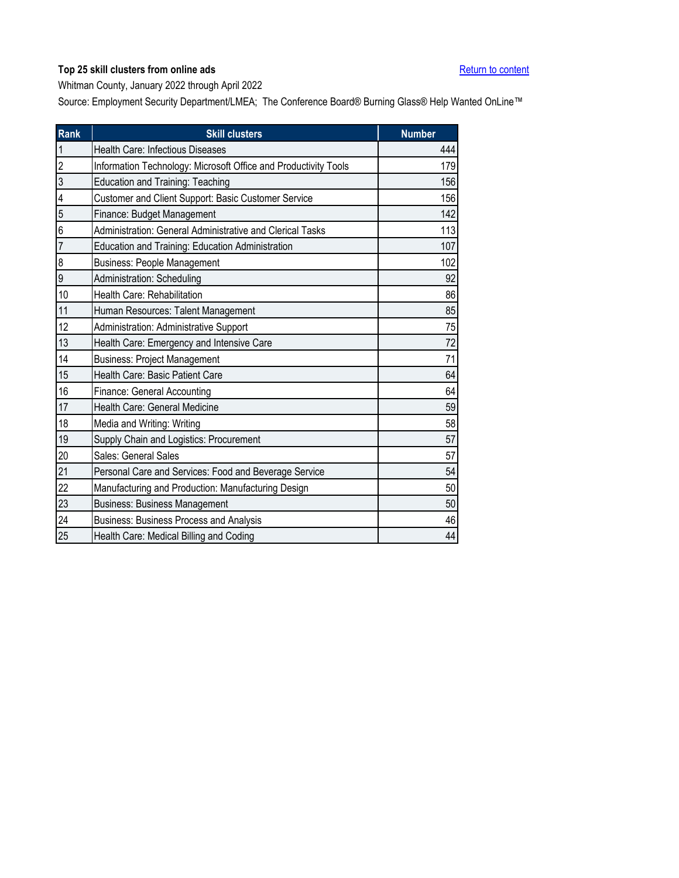**Top 25 skill clusters from online ads**

[Return to content]

Whitman County, January 2022 through April 2022

Source: Employment Security Department/LMEA; The Conference Board® Burning Glass® Help Wanted OnLine™

| Rank | Skill clusters | Number |
|---|---|---|
| 1 | Health Care: Infectious Diseases | 444 |
| 2 | Information Technology: Microsoft Office and Productivity Tools | 179 |
| 3 | Education and Training: Teaching | 156 |
| 4 | Customer and Client Support: Basic Customer Service | 156 |
| 5 | Finance: Budget Management | 142 |
| 6 | Administration: General Administrative and Clerical Tasks | 113 |
| 7 | Education and Training: Education Administration | 107 |
| 8 | Business: People Management | 102 |
| 9 | Administration: Scheduling | 92 |
| 10 | Health Care: Rehabilitation | 86 |
| 11 | Human Resources: Talent Management | 85 |
| 12 | Administration: Administrative Support | 75 |
| 13 | Health Care: Emergency and Intensive Care | 72 |
| 14 | Business: Project Management | 71 |
| 15 | Health Care: Basic Patient Care | 64 |
| 16 | Finance: General Accounting | 64 |
| 17 | Health Care: General Medicine | 59 |
| 18 | Media and Writing: Writing | 58 |
| 19 | Supply Chain and Logistics: Procurement | 57 |
| 20 | Sales: General Sales | 57 |
| 21 | Personal Care and Services: Food and Beverage Service | 54 |
| 22 | Manufacturing and Production: Manufacturing Design | 50 |
| 23 | Business: Business Management | 50 |
| 24 | Business: Business Process and Analysis | 46 |
| 25 | Health Care: Medical Billing and Coding | 44 |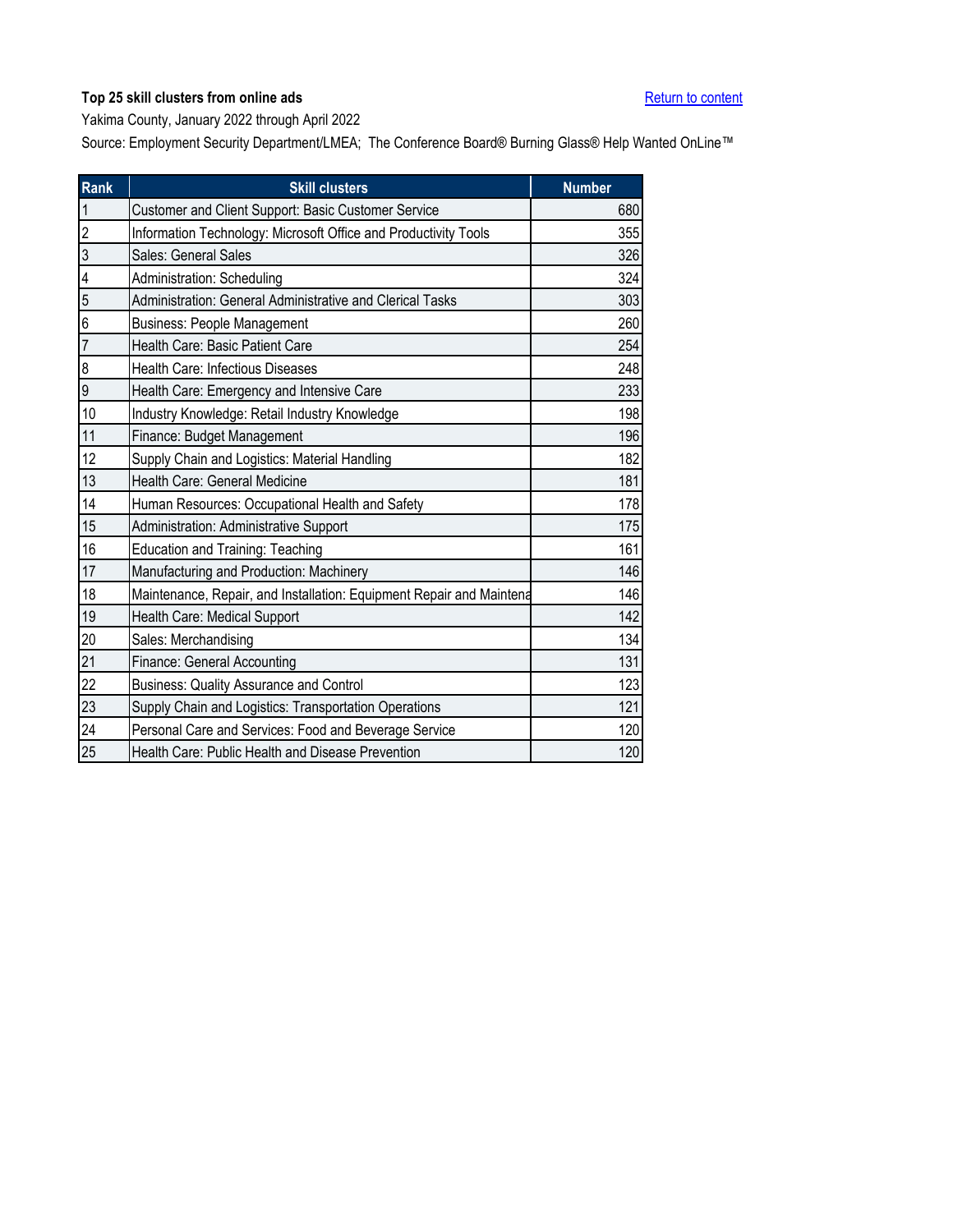**Top 25 skill clusters from online ads**

Return to content

Yakima County, January 2022 through April 2022

Source: Employment Security Department/LMEA; The Conference Board® Burning Glass® Help Wanted OnLine™

| Rank | Skill clusters | Number |
|---|---|---|
| 1 | Customer and Client Support: Basic Customer Service | 680 |
| 2 | Information Technology: Microsoft Office and Productivity Tools | 355 |
| 3 | Sales: General Sales | 326 |
| 4 | Administration: Scheduling | 324 |
| 5 | Administration: General Administrative and Clerical Tasks | 303 |
| 6 | Business: People Management | 260 |
| 7 | Health Care: Basic Patient Care | 254 |
| 8 | Health Care: Infectious Diseases | 248 |
| 9 | Health Care: Emergency and Intensive Care | 233 |
| 10 | Industry Knowledge: Retail Industry Knowledge | 198 |
| 11 | Finance: Budget Management | 196 |
| 12 | Supply Chain and Logistics: Material Handling | 182 |
| 13 | Health Care: General Medicine | 181 |
| 14 | Human Resources: Occupational Health and Safety | 178 |
| 15 | Administration: Administrative Support | 175 |
| 16 | Education and Training: Teaching | 161 |
| 17 | Manufacturing and Production: Machinery | 146 |
| 18 | Maintenance, Repair, and Installation: Equipment Repair and Maintena | 146 |
| 19 | Health Care: Medical Support | 142 |
| 20 | Sales: Merchandising | 134 |
| 21 | Finance: General Accounting | 131 |
| 22 | Business: Quality Assurance and Control | 123 |
| 23 | Supply Chain and Logistics: Transportation Operations | 121 |
| 24 | Personal Care and Services: Food and Beverage Service | 120 |
| 25 | Health Care: Public Health and Disease Prevention | 120 |